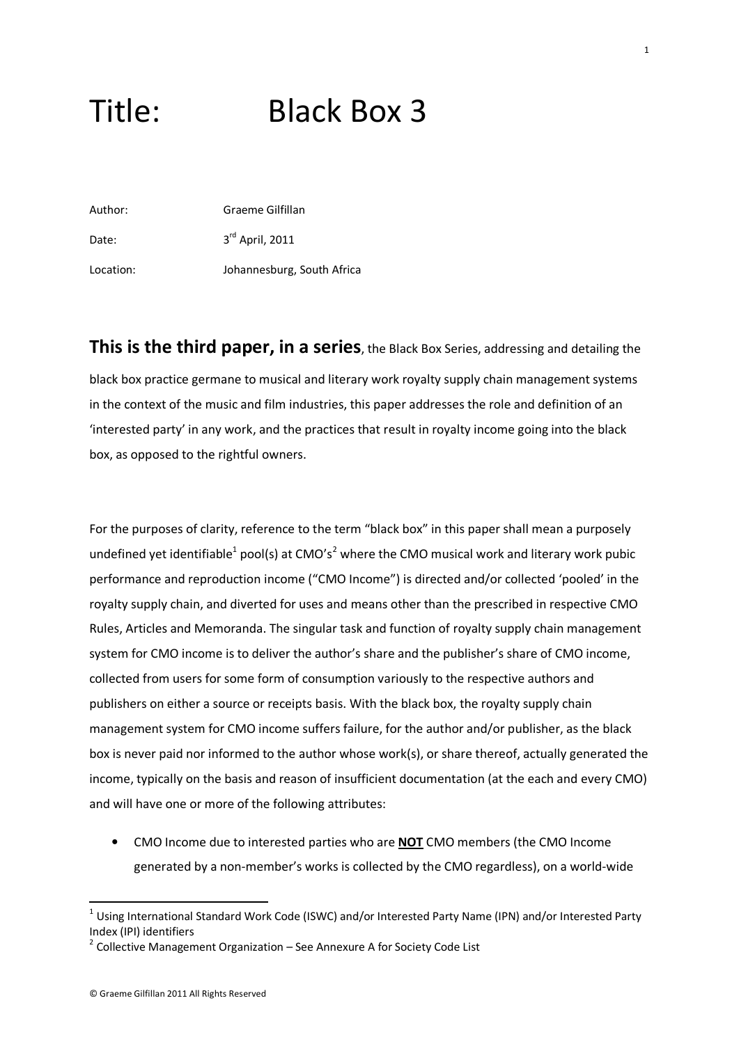# Title: Black Box 3

Author: Graeme Gilfillan

Date: 3rd April, 2011

Location: Johannesburg, South Africa

**This is the third paper, in a series**, the Black Box Series, addressing and detailing the black box practice germane to musical and literary work royalty supply chain management systems in the context of the music and film industries, this paper addresses the role and definition of an 'interested party' in any work, and the practices that result in royalty income going into the black box, as opposed to the rightful owners.

For the purposes of clarity, reference to the term "black box" in this paper shall mean a purposely undefined yet identifiable[1] pool(s) at CMO's[2] where the CMO musical work and literary work pubic performance and reproduction income ("CMO Income") is directed and/or collected 'pooled' in the royalty supply chain, and diverted for uses and means other than the prescribed in respective CMO Rules, Articles and Memoranda. The singular task and function of royalty supply chain management system for CMO income is to deliver the author's share and the publisher's share of CMO income, collected from users for some form of consumption variously to the respective authors and publishers on either a source or receipts basis. With the black box, the royalty supply chain management system for CMO income suffers failure, for the author and/or publisher, as the black box is never paid nor informed to the author whose work(s), or share thereof, actually generated the income, typically on the basis and reason of insufficient documentation (at the each and every CMO) and will have one or more of the following attributes:

- CMO Income due to interested parties who are **NOT** CMO members (the CMO Income generated by a non-member's works is collected by the CMO regardless), on a world-wide

[1] Using International Standard Work Code (ISWC) and/or Interested Party Name (IPN) and/or Interested Party Index (IPI) identifiers

[2] Collective Management Organization – See Annexure A for Society Code List

© Graeme Gilfillan 2011 All Rights Reserved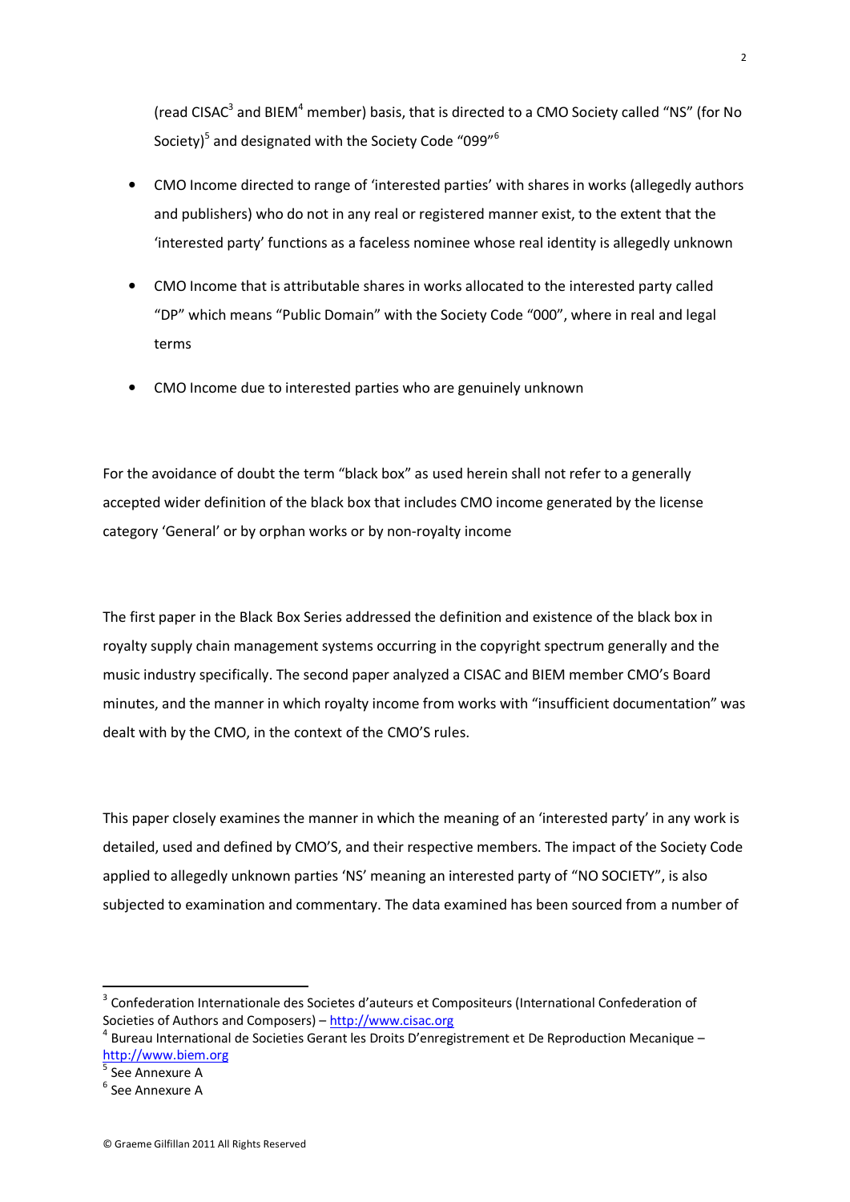(read CISAC[3] and BIEM[4] member) basis, that is directed to a CMO Society called "NS" (for No Society)[5] and designated with the Society Code "099"[6]

- CMO Income directed to range of 'interested parties' with shares in works (allegedly authors and publishers) who do not in any real or registered manner exist, to the extent that the 'interested party' functions as a faceless nominee whose real identity is allegedly unknown
- CMO Income that is attributable shares in works allocated to the interested party called "DP" which means "Public Domain" with the Society Code "000", where in real and legal terms
- CMO Income due to interested parties who are genuinely unknown

For the avoidance of doubt the term "black box" as used herein shall not refer to a generally accepted wider definition of the black box that includes CMO income generated by the license category 'General' or by orphan works or by non-royalty income

The first paper in the Black Box Series addressed the definition and existence of the black box in royalty supply chain management systems occurring in the copyright spectrum generally and the music industry specifically. The second paper analyzed a CISAC and BIEM member CMO's Board minutes, and the manner in which royalty income from works with "insufficient documentation" was dealt with by the CMO, in the context of the CMO'S rules.

This paper closely examines the manner in which the meaning of an 'interested party' in any work is detailed, used and defined by CMO'S, and their respective members. The impact of the Society Code applied to allegedly unknown parties 'NS' meaning an interested party of "NO SOCIETY", is also subjected to examination and commentary. The data examined has been sourced from a number of

[3] Confederation Internationale des Societes d'auteurs et Compositeurs (International Confederation of Societies of Authors and Composers) – http://www.cisac.org

[4] Bureau International de Societies Gerant les Droits D'enregistrement et De Reproduction Mecanique – http://www.biem.org

[5] See Annexure A

[6] See Annexure A

© Graeme Gilfillan 2011 All Rights Reserved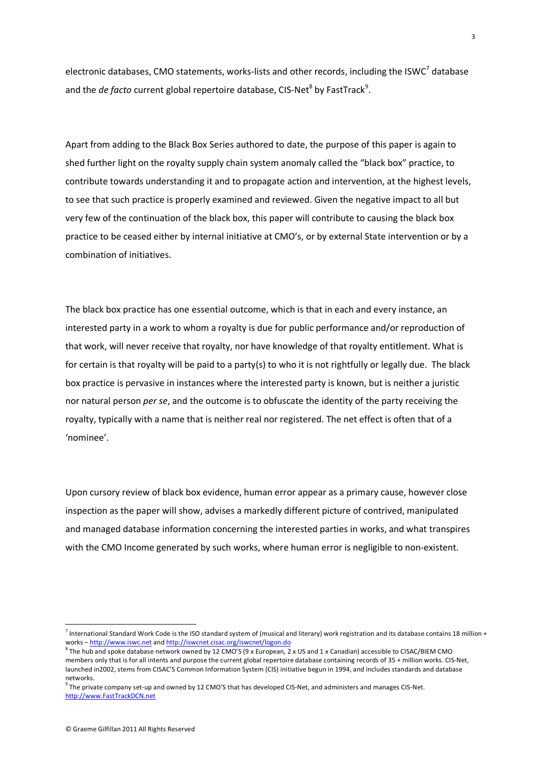electronic databases, CMO statements, works-lists and other records, including the ISWC[7] database and the *de facto* current global repertoire database, CIS-Net[8] by FastTrack[9].

Apart from adding to the Black Box Series authored to date, the purpose of this paper is again to shed further light on the royalty supply chain system anomaly called the "black box" practice, to contribute towards understanding it and to propagate action and intervention, at the highest levels, to see that such practice is properly examined and reviewed. Given the negative impact to all but very few of the continuation of the black box, this paper will contribute to causing the black box practice to be ceased either by internal initiative at CMO's, or by external State intervention or by a combination of initiatives.

The black box practice has one essential outcome, which is that in each and every instance, an interested party in a work to whom a royalty is due for public performance and/or reproduction of that work, will never receive that royalty, nor have knowledge of that royalty entitlement. What is for certain is that royalty will be paid to a party(s) to who it is not rightfully or legally due. The black box practice is pervasive in instances where the interested party is known, but is neither a juristic nor natural person *per se*, and the outcome is to obfuscate the identity of the party receiving the royalty, typically with a name that is neither real nor registered. The net effect is often that of a 'nominee'.

Upon cursory review of black box evidence, human error appear as a primary cause, however close inspection as the paper will show, advises a markedly different picture of contrived, manipulated and managed database information concerning the interested parties in works, and what transpires with the CMO Income generated by such works, where human error is negligible to non-existent.

---

[7] International Standard Work Code is the ISO standard system of (musical and literary) work registration and its database contains 18 million + works – http://www.iswc.net and http://iswcnet.cisac.org/iswcnet/logon.do

[8] The hub and spoke database network owned by 12 CMO'S (9 x European, 2 x US and 1 x Canadian) accessible to CISAC/BIEM CMO members only that is for all intents and purpose the current global repertoire database containing records of 35 + million works. CIS-Net, launched in2002, stems from CISAC'S Common Information System (CIS) initiative begun in 1994, and includes standards and database networks.

[9] The private company set-up and owned by 12 CMO'S that has developed CIS-Net, and administers and manages CIS-Net. http://www.FastTrackDCN.net

© Graeme Gilfillan 2011 All Rights Reserved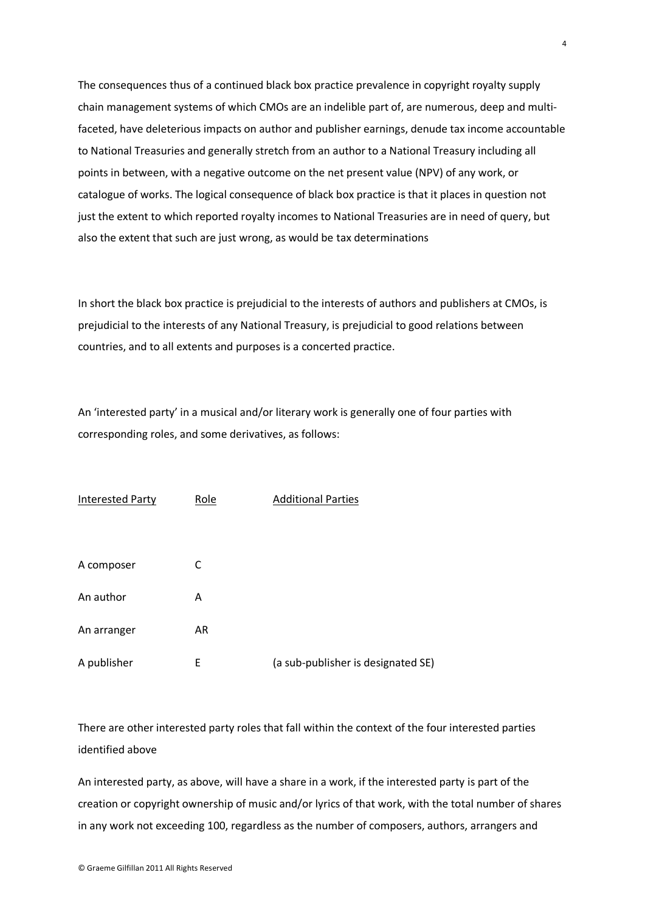The consequences thus of a continued black box practice prevalence in copyright royalty supply chain management systems of which CMOs are an indelible part of, are numerous, deep and multi-faceted, have deleterious impacts on author and publisher earnings, denude tax income accountable to National Treasuries and generally stretch from an author to a National Treasury including all points in between, with a negative outcome on the net present value (NPV) of any work, or catalogue of works. The logical consequence of black box practice is that it places in question not just the extent to which reported royalty incomes to National Treasuries are in need of query, but also the extent that such are just wrong, as would be tax determinations

In short the black box practice is prejudicial to the interests of authors and publishers at CMOs, is prejudicial to the interests of any National Treasury, is prejudicial to good relations between countries, and to all extents and purposes is a concerted practice.

An 'interested party' in a musical and/or literary work is generally one of four parties with corresponding roles, and some derivatives, as follows:

| Interested Party | Role | Additional Parties |
|---|---|---|
| A composer | C | |
| An author | A | |
| An arranger | AR | |
| A publisher | E | (a sub-publisher is designated SE) |

There are other interested party roles that fall within the context of the four interested parties identified above

An interested party, as above, will have a share in a work, if the interested party is part of the creation or copyright ownership of music and/or lyrics of that work, with the total number of shares in any work not exceeding 100, regardless as the number of composers, authors, arrangers and

© Graeme Gilfillan 2011 All Rights Reserved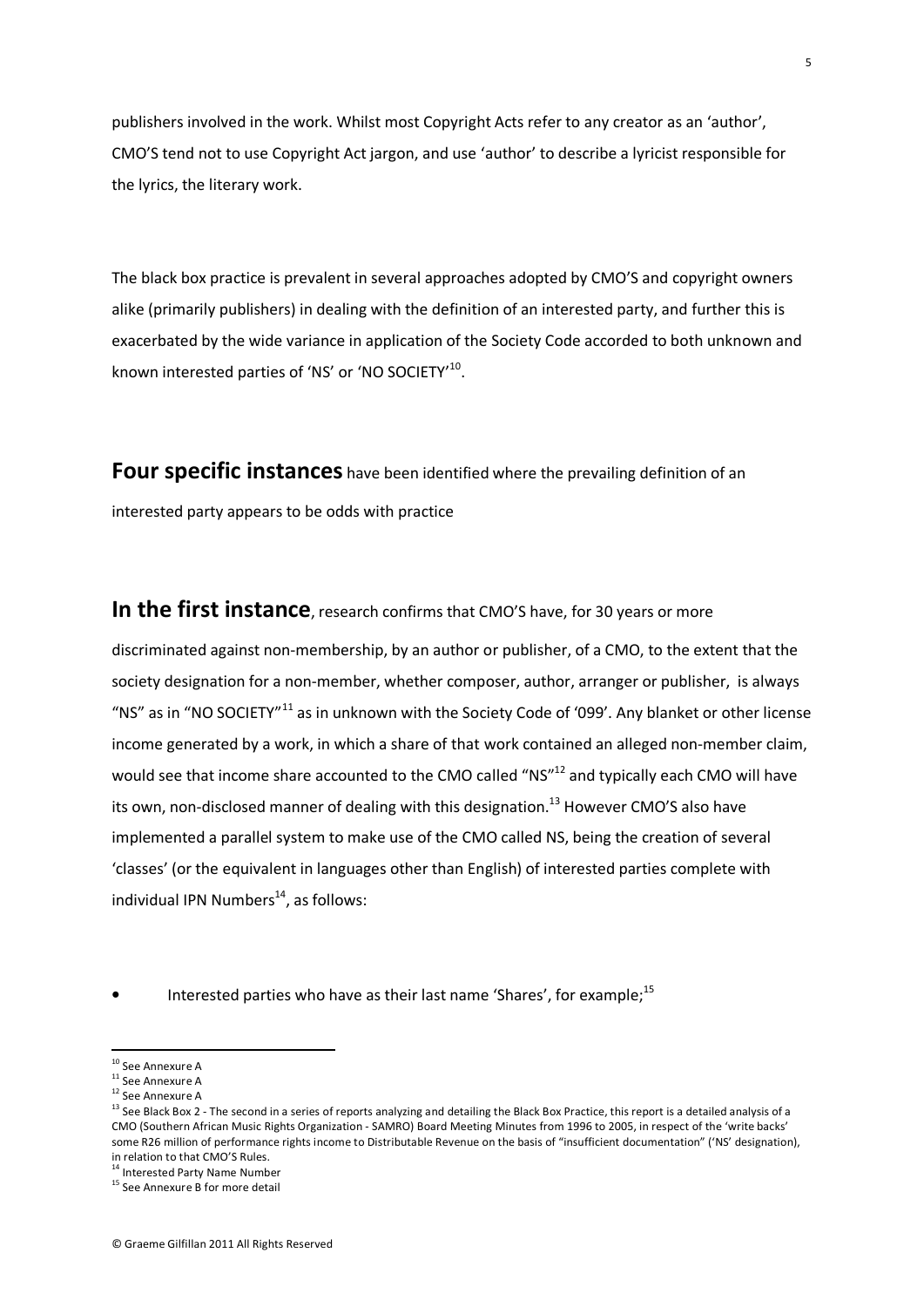publishers involved in the work. Whilst most Copyright Acts refer to any creator as an 'author', CMO'S tend not to use Copyright Act jargon, and use 'author' to describe a lyricist responsible for the lyrics, the literary work.

The black box practice is prevalent in several approaches adopted by CMO'S and copyright owners alike (primarily publishers) in dealing with the definition of an interested party, and further this is exacerbated by the wide variance in application of the Society Code accorded to both unknown and known interested parties of 'NS' or 'NO SOCIETY'[10].

**Four specific instances** have been identified where the prevailing definition of an interested party appears to be odds with practice

**In the first instance**, research confirms that CMO'S have, for 30 years or more discriminated against non-membership, by an author or publisher, of a CMO, to the extent that the society designation for a non-member, whether composer, author, arranger or publisher, is always "NS" as in "NO SOCIETY"[11] as in unknown with the Society Code of '099'. Any blanket or other license income generated by a work, in which a share of that work contained an alleged non-member claim, would see that income share accounted to the CMO called "NS"[12] and typically each CMO will have its own, non-disclosed manner of dealing with this designation.[13] However CMO'S also have implemented a parallel system to make use of the CMO called NS, being the creation of several 'classes' (or the equivalent in languages other than English) of interested parties complete with individual IPN Numbers[14], as follows:

- Interested parties who have as their last name 'Shares', for example;[15]

---

[10] See Annexure A

[11] See Annexure A

[12] See Annexure A

[13] See Black Box 2 - The second in a series of reports analyzing and detailing the Black Box Practice, this report is a detailed analysis of a CMO (Southern African Music Rights Organization - SAMRO) Board Meeting Minutes from 1996 to 2005, in respect of the 'write backs' some R26 million of performance rights income to Distributable Revenue on the basis of "insufficient documentation" ('NS' designation), in relation to that CMO'S Rules.

[14] Interested Party Name Number

[15] See Annexure B for more detail

© Graeme Gilfillan 2011 All Rights Reserved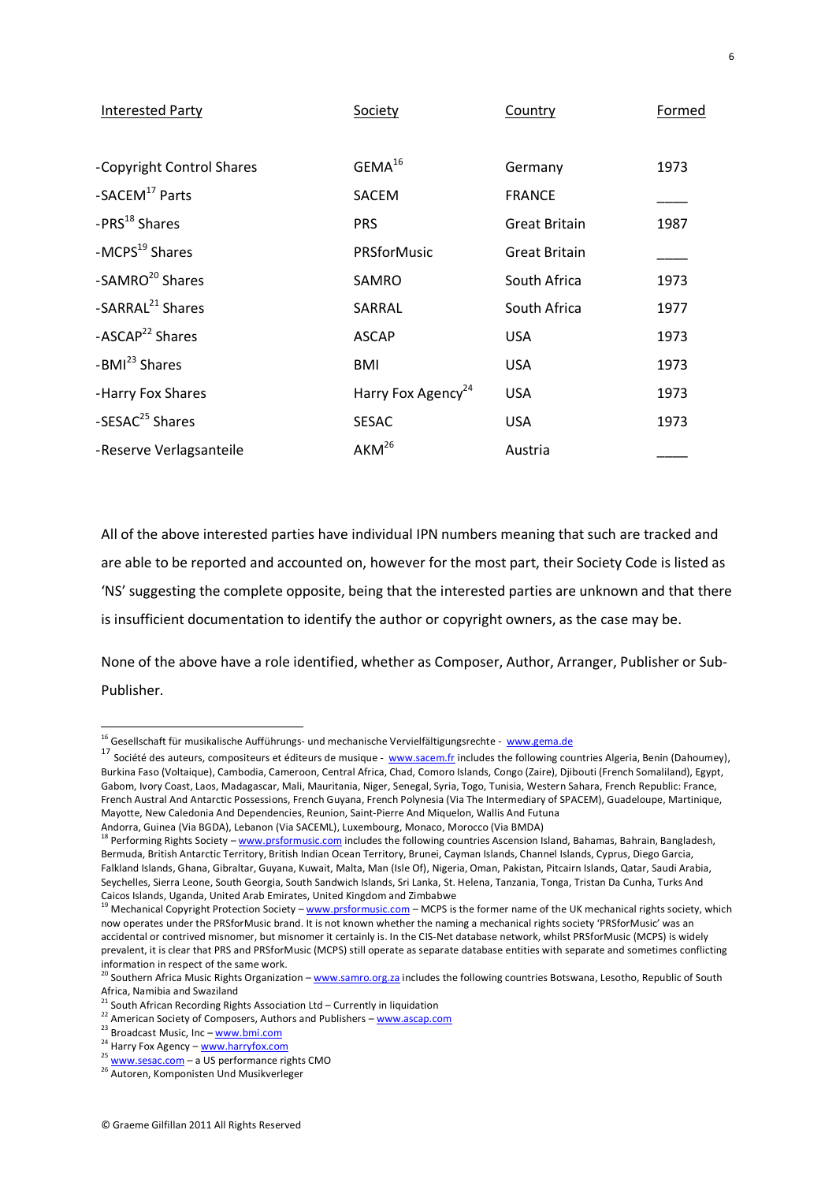| Interested Party | Society | Country | Formed |
|---|---|---|---|
| -Copyright Control Shares | GEMA[16] | Germany | 1973 |
| -SACEM[17] Parts | SACEM | FRANCE | ____ |
| -PRS[18] Shares | PRS | Great Britain | 1987 |
| -MCPS[19] Shares | PRSforMusic | Great Britain | ____ |
| -SAMRO[20] Shares | SAMRO | South Africa | 1973 |
| -SARRAL[21] Shares | SARRAL | South Africa | 1977 |
| -ASCAP[22] Shares | ASCAP | USA | 1973 |
| -BMI[23] Shares | BMI | USA | 1973 |
| -Harry Fox Shares | Harry Fox Agency[24] | USA | 1973 |
| -SESAC[25] Shares | SESAC | USA | 1973 |
| -Reserve Verlagsanteile | AKM[26] | Austria | ____ |

All of the above interested parties have individual IPN numbers meaning that such are tracked and are able to be reported and accounted on, however for the most part, their Society Code is listed as 'NS' suggesting the complete opposite, being that the interested parties are unknown and that there is insufficient documentation to identify the author or copyright owners, as the case may be.

None of the above have a role identified, whether as Composer, Author, Arranger, Publisher or Sub-Publisher.

---

[16] Gesellschaft für musikalische Aufführungs- und mechanische Vervielfältigungsrechte - www.gema.de

[17] Société des auteurs, compositeurs et éditeurs de musique - www.sacem.fr includes the following countries Algeria, Benin (Dahoumey), Burkina Faso (Voltaique), Cambodia, Cameroon, Central Africa, Chad, Comoro Islands, Congo (Zaire), Djibouti (French Somaliland), Egypt, Gabom, Ivory Coast, Laos, Madagascar, Mali, Mauritania, Niger, Senegal, Syria, Togo, Tunisia, Western Sahara, French Republic: France, French Austral And Antarctic Possessions, French Guyana, French Polynesia (Via The Intermediary of SPACEM), Guadeloupe, Martinique, Mayotte, New Caledonia And Dependencies, Reunion, Saint-Pierre And Miquelon, Wallis And Futuna
Andorra, Guinea (Via BGDA), Lebanon (Via SACEML), Luxembourg, Monaco, Morocco (Via BMDA)

[18] Performing Rights Society – www.prsformusic.com includes the following countries Ascension Island, Bahamas, Bahrain, Bangladesh, Bermuda, British Antarctic Territory, British Indian Ocean Territory, Brunei, Cayman Islands, Channel Islands, Cyprus, Diego Garcia, Falkland Islands, Ghana, Gibraltar, Guyana, Kuwait, Malta, Man (Isle Of), Nigeria, Oman, Pakistan, Pitcairn Islands, Qatar, Saudi Arabia, Seychelles, Sierra Leone, South Georgia, South Sandwich Islands, Sri Lanka, St. Helena, Tanzania, Tonga, Tristan Da Cunha, Turks And Caicos Islands, Uganda, United Arab Emirates, United Kingdom and Zimbabwe

[19] Mechanical Copyright Protection Society – www.prsformusic.com – MCPS is the former name of the UK mechanical rights society, which now operates under the PRSforMusic brand. It is not known whether the naming a mechanical rights society 'PRSforMusic' was an accidental or contrived misnomer, but misnomer it certainly is. In the CIS-Net database network, whilst PRSforMusic (MCPS) is widely prevalent, it is clear that PRS and PRSforMusic (MCPS) still operate as separate database entities with separate and sometimes conflicting information in respect of the same work.

[20] Southern Africa Music Rights Organization – www.samro.org.za includes the following countries Botswana, Lesotho, Republic of South Africa, Namibia and Swaziland

[21] South African Recording Rights Association Ltd – Currently in liquidation

[22] American Society of Composers, Authors and Publishers – www.ascap.com

[23] Broadcast Music, Inc – www.bmi.com

[24] Harry Fox Agency – www.harryfox.com

[25] www.sesac.com – a US performance rights CMO

[26] Autoren, Komponisten Und Musikverleger

© Graeme Gilfillan 2011 All Rights Reserved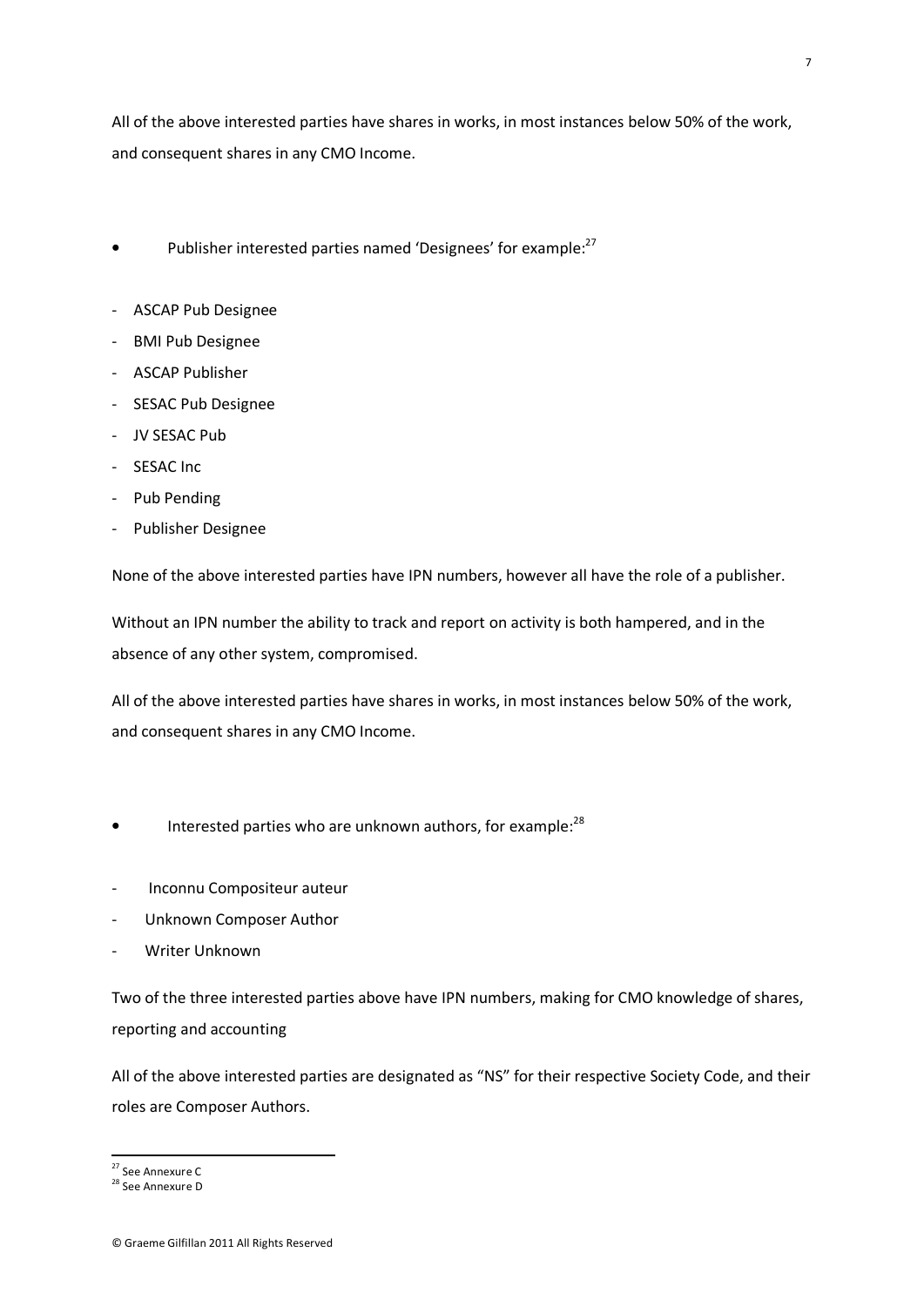All of the above interested parties have shares in works, in most instances below 50% of the work, and consequent shares in any CMO Income.

- Publisher interested parties named 'Designees' for example:[27]

- ASCAP Pub Designee
- BMI Pub Designee
- ASCAP Publisher
- SESAC Pub Designee
- JV SESAC Pub
- SESAC Inc
- Pub Pending
- Publisher Designee

None of the above interested parties have IPN numbers, however all have the role of a publisher.

Without an IPN number the ability to track and report on activity is both hampered, and in the absence of any other system, compromised.

All of the above interested parties have shares in works, in most instances below 50% of the work, and consequent shares in any CMO Income.

- Interested parties who are unknown authors, for example:[28]

- Inconnu Compositeur auteur
- Unknown Composer Author
- Writer Unknown

Two of the three interested parties above have IPN numbers, making for CMO knowledge of shares, reporting and accounting

All of the above interested parties are designated as "NS" for their respective Society Code, and their roles are Composer Authors.

[27] See Annexure C

[28] See Annexure D

© Graeme Gilfillan 2011 All Rights Reserved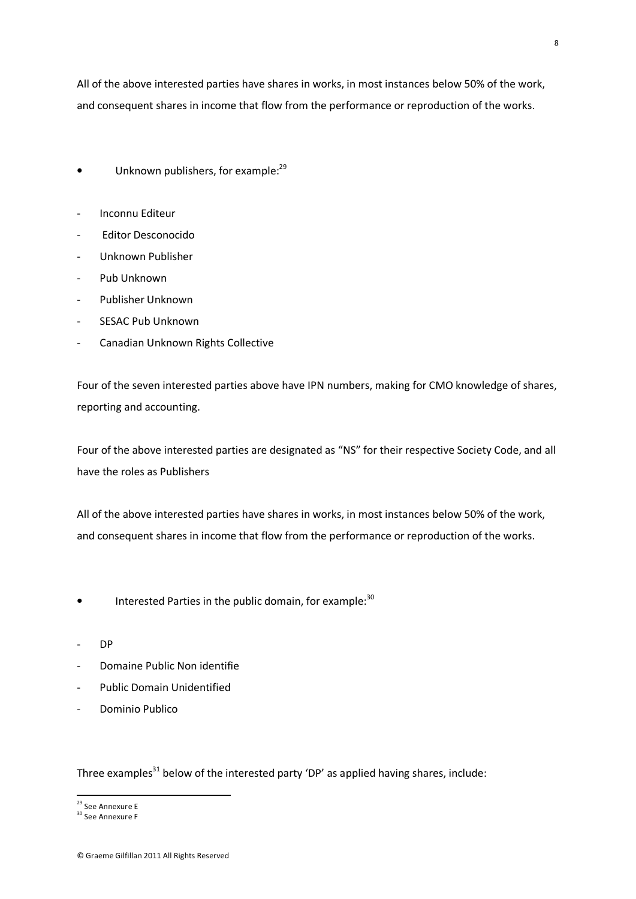All of the above interested parties have shares in works, in most instances below 50% of the work, and consequent shares in income that flow from the performance or reproduction of the works.

- Unknown publishers, for example:[29]

- Inconnu Editeur
- Editor Desconocido
- Unknown Publisher
- Pub Unknown
- Publisher Unknown
- SESAC Pub Unknown
- Canadian Unknown Rights Collective

Four of the seven interested parties above have IPN numbers, making for CMO knowledge of shares, reporting and accounting.

Four of the above interested parties are designated as "NS" for their respective Society Code, and all have the roles as Publishers

All of the above interested parties have shares in works, in most instances below 50% of the work, and consequent shares in income that flow from the performance or reproduction of the works.

- Interested Parties in the public domain, for example:[30]

- DP
- Domaine Public Non identifie
- Public Domain Unidentified
- Dominio Publico

Three examples[31] below of the interested party 'DP' as applied having shares, include:

[29] See Annexure E

[30] See Annexure F

© Graeme Gilfillan 2011 All Rights Reserved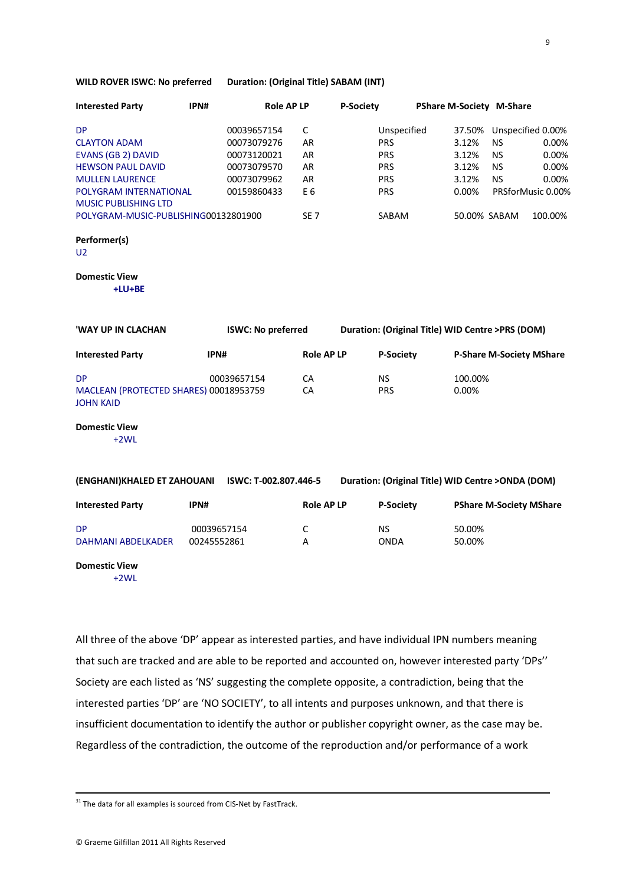**WILD ROVER ISWC: No preferred Duration: (Original Title) SABAM (INT)**

| Interested Party | IPN# | Role AP LP | P-Society | PShare | M-Society | M-Share |
|---|---|---|---|---|---|---|
| DP | 00039657154 | C | Unspecified | 37.50% | Unspecified | 0.00% |
| CLAYTON ADAM | 00073079276 | AR | PRS | 3.12% | NS | 0.00% |
| EVANS (GB 2) DAVID | 00073120021 | AR | PRS | 3.12% | NS | 0.00% |
| HEWSON PAUL DAVID | 00073079570 | AR | PRS | 3.12% | NS | 0.00% |
| MULLEN LAURENCE | 00073079962 | AR | PRS | 3.12% | NS | 0.00% |
| POLYGRAM INTERNATIONAL MUSIC PUBLISHING LTD | 00159860433 | E 6 | PRS | 0.00% | PRSforMusic | 0.00% |
| POLYGRAM-MUSIC-PUBLISHING | 00132801900 | SE 7 | SABAM | 50.00% | SABAM | 100.00% |

**Performer(s)**

U2

**Domestic View**

**+LU+BE**

**'WAY UP IN CLACHAN ISWC: No preferred Duration: (Original Title) WID Centre >PRS (DOM)**

| Interested Party | IPN# | Role AP LP | P-Society | P-Share | M-Society | MShare |
|---|---|---|---|---|---|---|
| DP | 00039657154 | CA | NS | 100.00% | | |
| MACLEAN (PROTECTED SHARES) JOHN KAID | 00018953759 | CA | PRS | 0.00% | | |

**Domestic View**

+2WL

**(ENGHANI)KHALED ET ZAHOUANI ISWC: T-002.807.446-5 Duration: (Original Title) WID Centre >ONDA (DOM)**

| Interested Party | IPN# | Role AP LP | P-Society | PShare | M-Society | MShare |
|---|---|---|---|---|---|---|
| DP | 00039657154 | C | NS | 50.00% | | |
| DAHMANI ABDELKADER | 00245552861 | A | ONDA | 50.00% | | |

**Domestic View**

+2WL

All three of the above 'DP' appear as interested parties, and have individual IPN numbers meaning that such are tracked and are able to be reported and accounted on, however interested party 'DPs'' Society are each listed as 'NS' suggesting the complete opposite, a contradiction, being that the interested parties 'DP' are 'NO SOCIETY', to all intents and purposes unknown, and that there is insufficient documentation to identify the author or publisher copyright owner, as the case may be. Regardless of the contradiction, the outcome of the reproduction and/or performance of a work

[31] The data for all examples is sourced from CIS-Net by FastTrack.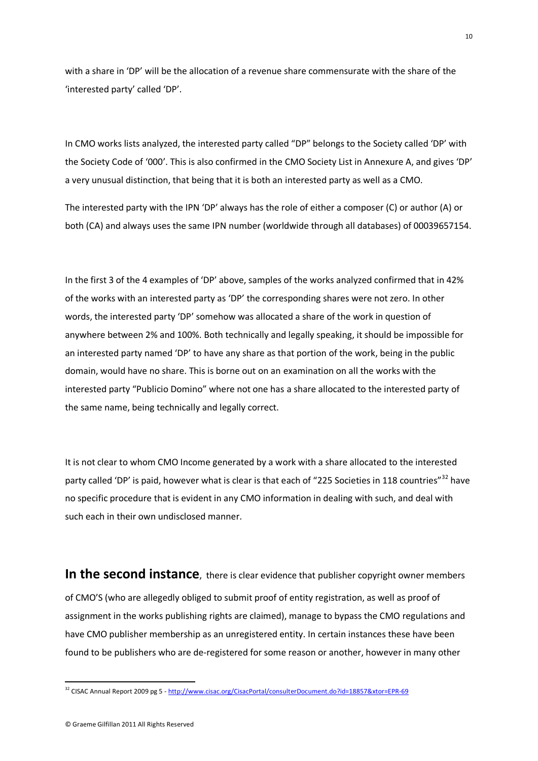with a share in 'DP' will be the allocation of a revenue share commensurate with the share of the 'interested party' called 'DP'.

In CMO works lists analyzed, the interested party called "DP" belongs to the Society called 'DP' with the Society Code of '000'. This is also confirmed in the CMO Society List in Annexure A, and gives 'DP' a very unusual distinction, that being that it is both an interested party as well as a CMO.

The interested party with the IPN 'DP' always has the role of either a composer (C) or author (A) or both (CA) and always uses the same IPN number (worldwide through all databases) of 00039657154.

In the first 3 of the 4 examples of 'DP' above, samples of the works analyzed confirmed that in 42% of the works with an interested party as 'DP' the corresponding shares were not zero. In other words, the interested party 'DP' somehow was allocated a share of the work in question of anywhere between 2% and 100%. Both technically and legally speaking, it should be impossible for an interested party named 'DP' to have any share as that portion of the work, being in the public domain, would have no share. This is borne out on an examination on all the works with the interested party "Publicio Domino" where not one has a share allocated to the interested party of the same name, being technically and legally correct.

It is not clear to whom CMO Income generated by a work with a share allocated to the interested party called 'DP' is paid, however what is clear is that each of "225 Societies in 118 countries"[32] have no specific procedure that is evident in any CMO information in dealing with such, and deal with such each in their own undisclosed manner.

**In the second instance**, there is clear evidence that publisher copyright owner members of CMO'S (who are allegedly obliged to submit proof of entity registration, as well as proof of assignment in the works publishing rights are claimed), manage to bypass the CMO regulations and have CMO publisher membership as an unregistered entity. In certain instances these have been found to be publishers who are de-registered for some reason or another, however in many other

[32] CISAC Annual Report 2009 pg 5 - http://www.cisac.org/CisacPortal/consulterDocument.do?id=18857&xtor=EPR-69

© Graeme Gilfillan 2011 All Rights Reserved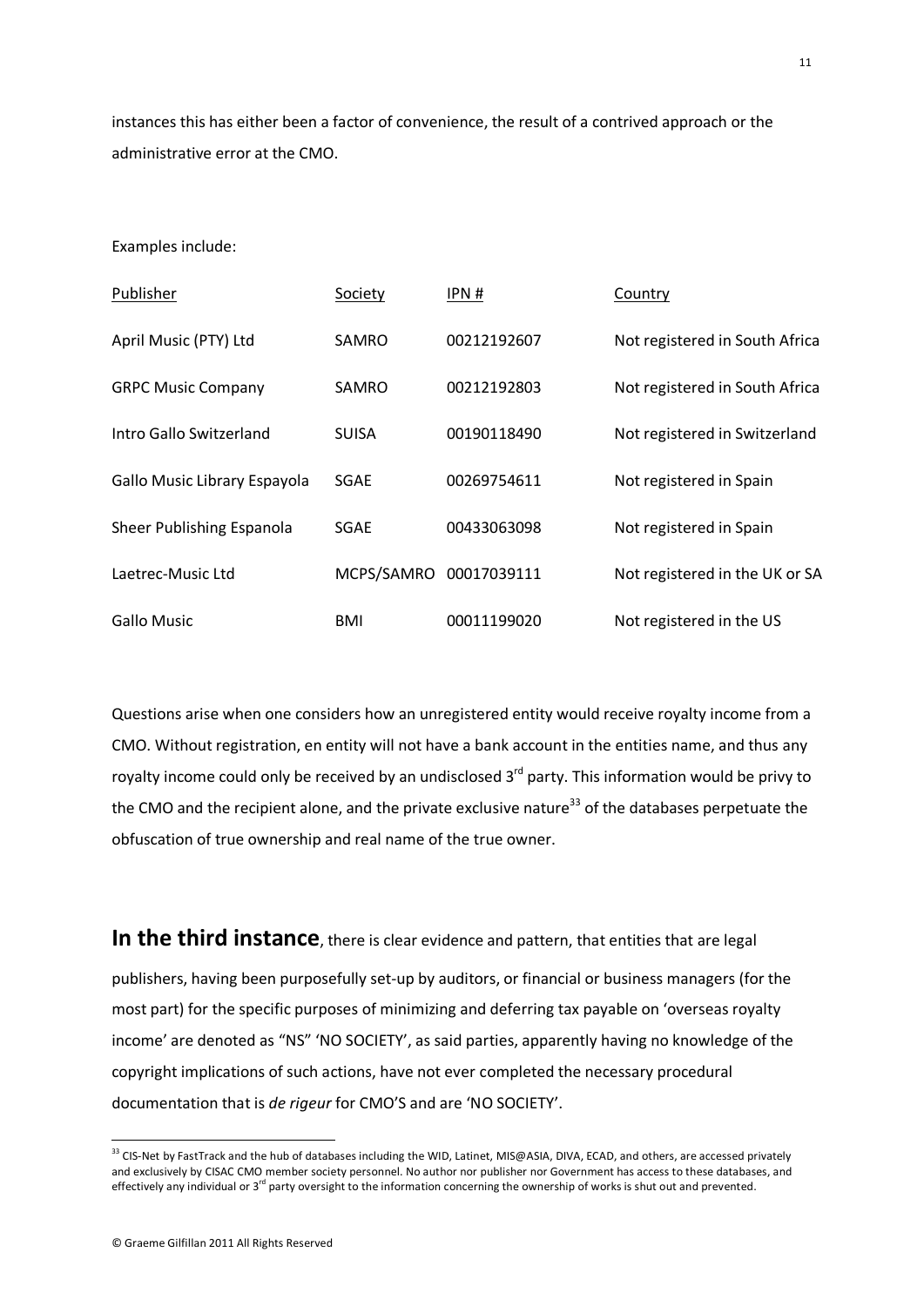instances this has either been a factor of convenience, the result of a contrived approach or the administrative error at the CMO.

Examples include:

| Publisher | Society | IPN # | Country |
|---|---|---|---|
| April Music (PTY) Ltd | SAMRO | 00212192607 | Not registered in South Africa |
| GRPC Music Company | SAMRO | 00212192803 | Not registered in South Africa |
| Intro Gallo Switzerland | SUISA | 00190118490 | Not registered in Switzerland |
| Gallo Music Library Espayola | SGAE | 00269754611 | Not registered in Spain |
| Sheer Publishing Espanola | SGAE | 00433063098 | Not registered in Spain |
| Laetrec-Music Ltd | MCPS/SAMRO | 00017039111 | Not registered in the UK or SA |
| Gallo Music | BMI | 00011199020 | Not registered in the US |

Questions arise when one considers how an unregistered entity would receive royalty income from a CMO. Without registration, en entity will not have a bank account in the entities name, and thus any royalty income could only be received by an undisclosed 3rd party. This information would be privy to the CMO and the recipient alone, and the private exclusive nature[33] of the databases perpetuate the obfuscation of true ownership and real name of the true owner.

**In the third instance**, there is clear evidence and pattern, that entities that are legal publishers, having been purposefully set-up by auditors, or financial or business managers (for the most part) for the specific purposes of minimizing and deferring tax payable on 'overseas royalty income' are denoted as "NS" 'NO SOCIETY', as said parties, apparently having no knowledge of the copyright implications of such actions, have not ever completed the necessary procedural documentation that is *de rigeur* for CMO'S and are 'NO SOCIETY'.

[33] CIS-Net by FastTrack and the hub of databases including the WID, Latinet, MIS@ASIA, DIVA, ECAD, and others, are accessed privately and exclusively by CISAC CMO member society personnel. No author nor publisher nor Government has access to these databases, and effectively any individual or 3rd party oversight to the information concerning the ownership of works is shut out and prevented.

© Graeme Gilfillan 2011 All Rights Reserved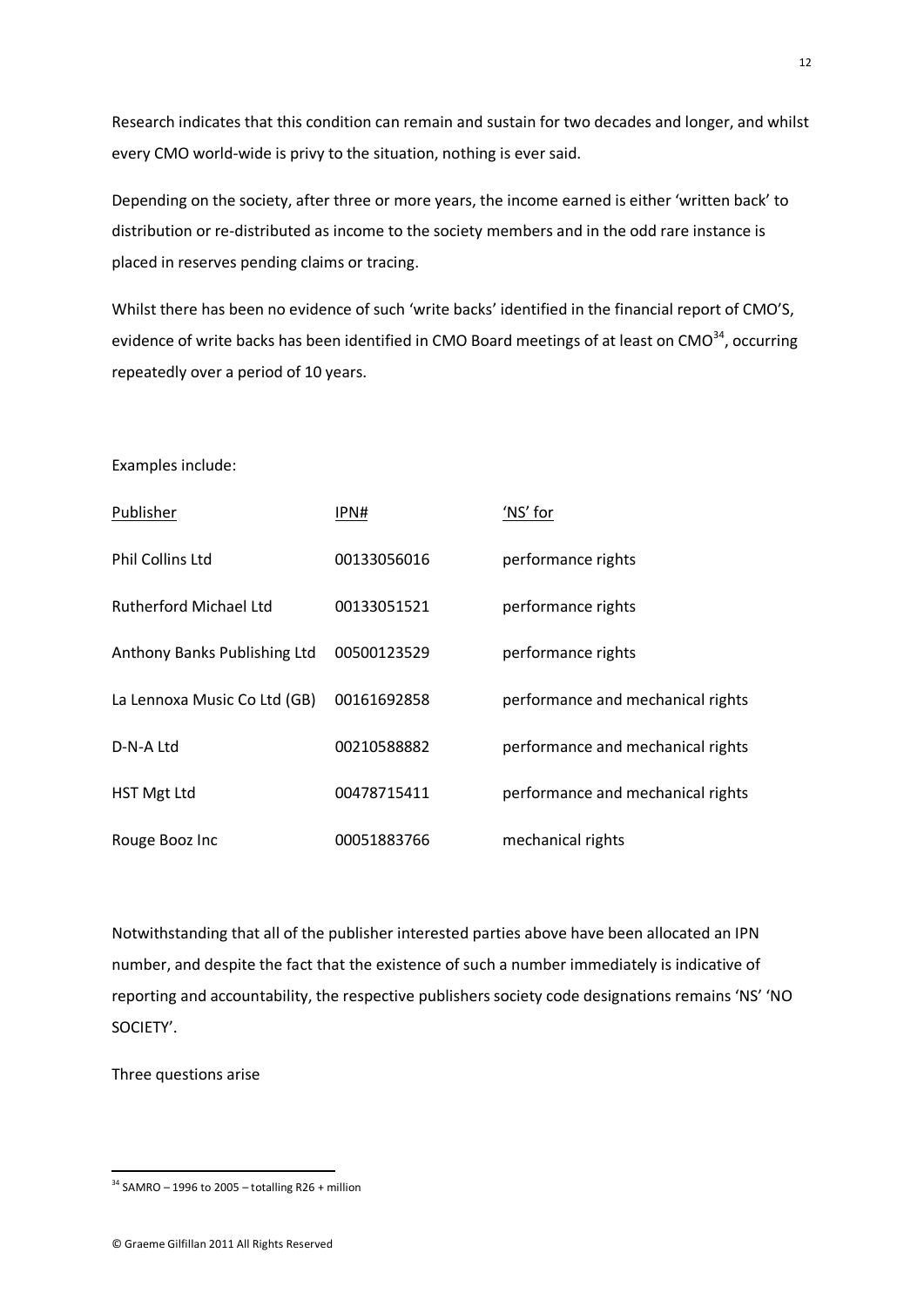Research indicates that this condition can remain and sustain for two decades and longer, and whilst every CMO world-wide is privy to the situation, nothing is ever said.

Depending on the society, after three or more years, the income earned is either 'written back' to distribution or re-distributed as income to the society members and in the odd rare instance is placed in reserves pending claims or tracing.

Whilst there has been no evidence of such 'write backs' identified in the financial report of CMO'S, evidence of write backs has been identified in CMO Board meetings of at least on CMO[34], occurring repeatedly over a period of 10 years.

Examples include:

| Publisher | IPN# | 'NS' for |
|---|---|---|
| Phil Collins Ltd | 00133056016 | performance rights |
| Rutherford Michael Ltd | 00133051521 | performance rights |
| Anthony Banks Publishing Ltd | 00500123529 | performance rights |
| La Lennoxa Music Co Ltd (GB) | 00161692858 | performance and mechanical rights |
| D-N-A Ltd | 00210588882 | performance and mechanical rights |
| HST Mgt Ltd | 00478715411 | performance and mechanical rights |
| Rouge Booz Inc | 00051883766 | mechanical rights |

Notwithstanding that all of the publisher interested parties above have been allocated an IPN number, and despite the fact that the existence of such a number immediately is indicative of reporting and accountability, the respective publishers society code designations remains 'NS' 'NO SOCIETY'.

Three questions arise

[34] SAMRO – 1996 to 2005 – totalling R26 + million

© Graeme Gilfillan 2011 All Rights Reserved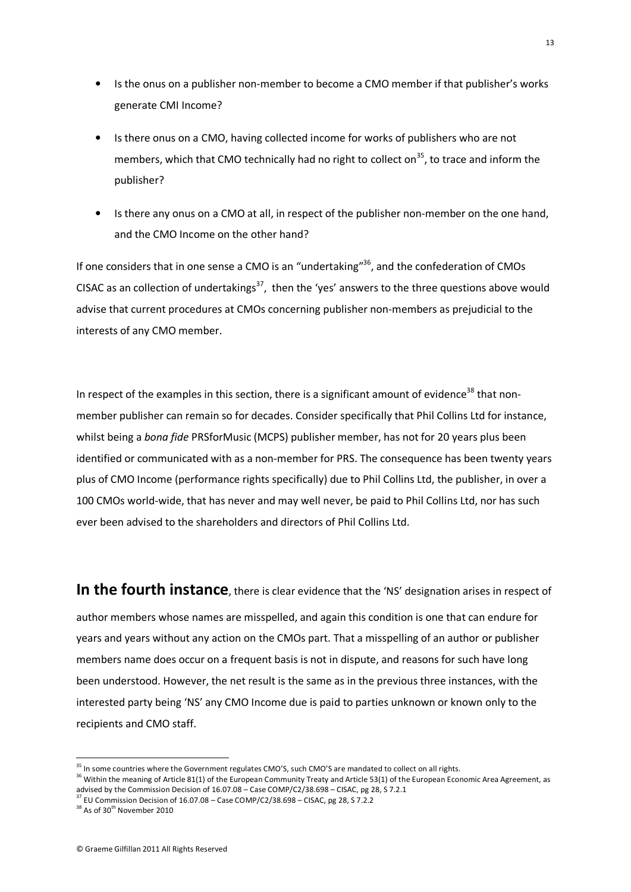- Is the onus on a publisher non-member to become a CMO member if that publisher's works generate CMI Income?
- Is there onus on a CMO, having collected income for works of publishers who are not members, which that CMO technically had no right to collect on[35], to trace and inform the publisher?
- Is there any onus on a CMO at all, in respect of the publisher non-member on the one hand, and the CMO Income on the other hand?

If one considers that in one sense a CMO is an "undertaking"[36], and the confederation of CMOs CISAC as an collection of undertakings[37], then the 'yes' answers to the three questions above would advise that current procedures at CMOs concerning publisher non-members as prejudicial to the interests of any CMO member.

In respect of the examples in this section, there is a significant amount of evidence[38] that non-member publisher can remain so for decades. Consider specifically that Phil Collins Ltd for instance, whilst being a *bona fide* PRSforMusic (MCPS) publisher member, has not for 20 years plus been identified or communicated with as a non-member for PRS. The consequence has been twenty years plus of CMO Income (performance rights specifically) due to Phil Collins Ltd, the publisher, in over a 100 CMOs world-wide, that has never and may well never, be paid to Phil Collins Ltd, nor has such ever been advised to the shareholders and directors of Phil Collins Ltd.

**In the fourth instance**, there is clear evidence that the 'NS' designation arises in respect of author members whose names are misspelled, and again this condition is one that can endure for years and years without any action on the CMOs part. That a misspelling of an author or publisher members name does occur on a frequent basis is not in dispute, and reasons for such have long been understood. However, the net result is the same as in the previous three instances, with the interested party being 'NS' any CMO Income due is paid to parties unknown or known only to the recipients and CMO staff.

---

[35] In some countries where the Government regulates CMO'S, such CMO'S are mandated to collect on all rights.

[36] Within the meaning of Article 81(1) of the European Community Treaty and Article 53(1) of the European Economic Area Agreement, as advised by the Commission Decision of 16.07.08 – Case COMP/C2/38.698 – CISAC, pg 28, S 7.2.1

[37] EU Commission Decision of 16.07.08 – Case COMP/C2/38.698 – CISAC, pg 28, S 7.2.2

[38] As of 30th November 2010

© Graeme Gilfillan 2011 All Rights Reserved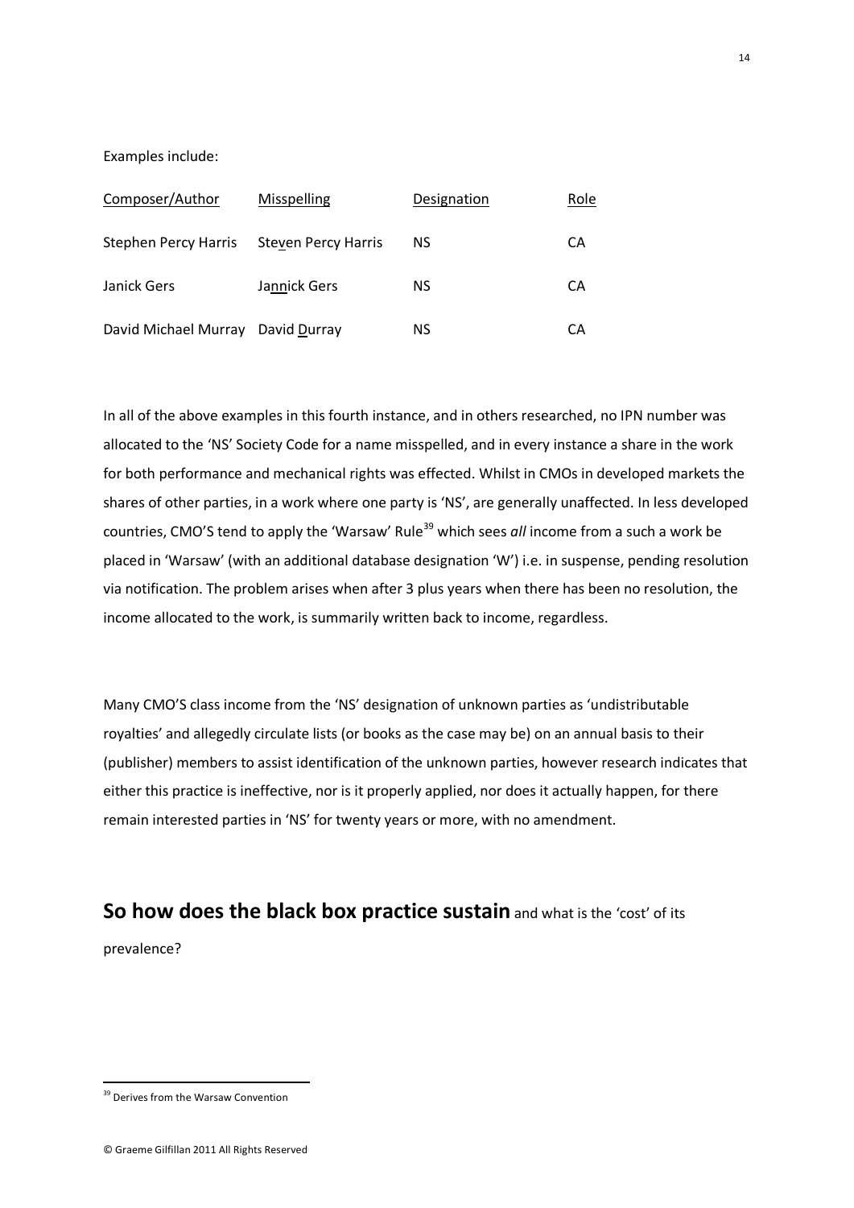Examples include:

| Composer/Author | Misspelling | Designation | Role |
|---|---|---|---|
| Stephen Percy Harris | Ste<u>v</u>en Percy Harris | NS | CA |
| Janick Gers | Ja<u>nn</u>ick Gers | NS | CA |
| David Michael Murray | David <u>D</u>urray | NS | CA |

In all of the above examples in this fourth instance, and in others researched, no IPN number was allocated to the 'NS' Society Code for a name misspelled, and in every instance a share in the work for both performance and mechanical rights was effected. Whilst in CMOs in developed markets the shares of other parties, in a work where one party is 'NS', are generally unaffected. In less developed countries, CMO'S tend to apply the 'Warsaw' Rule[39] which sees *all* income from a such a work be placed in 'Warsaw' (with an additional database designation 'W') i.e. in suspense, pending resolution via notification. The problem arises when after 3 plus years when there has been no resolution, the income allocated to the work, is summarily written back to income, regardless.

Many CMO'S class income from the 'NS' designation of unknown parties as 'undistributable royalties' and allegedly circulate lists (or books as the case may be) on an annual basis to their (publisher) members to assist identification of the unknown parties, however research indicates that either this practice is ineffective, nor is it properly applied, nor does it actually happen, for there remain interested parties in 'NS' for twenty years or more, with no amendment.

## **So how does the black box practice sustain** and what is the 'cost' of its prevalence?

[39] Derives from the Warsaw Convention

© Graeme Gilfillan 2011 All Rights Reserved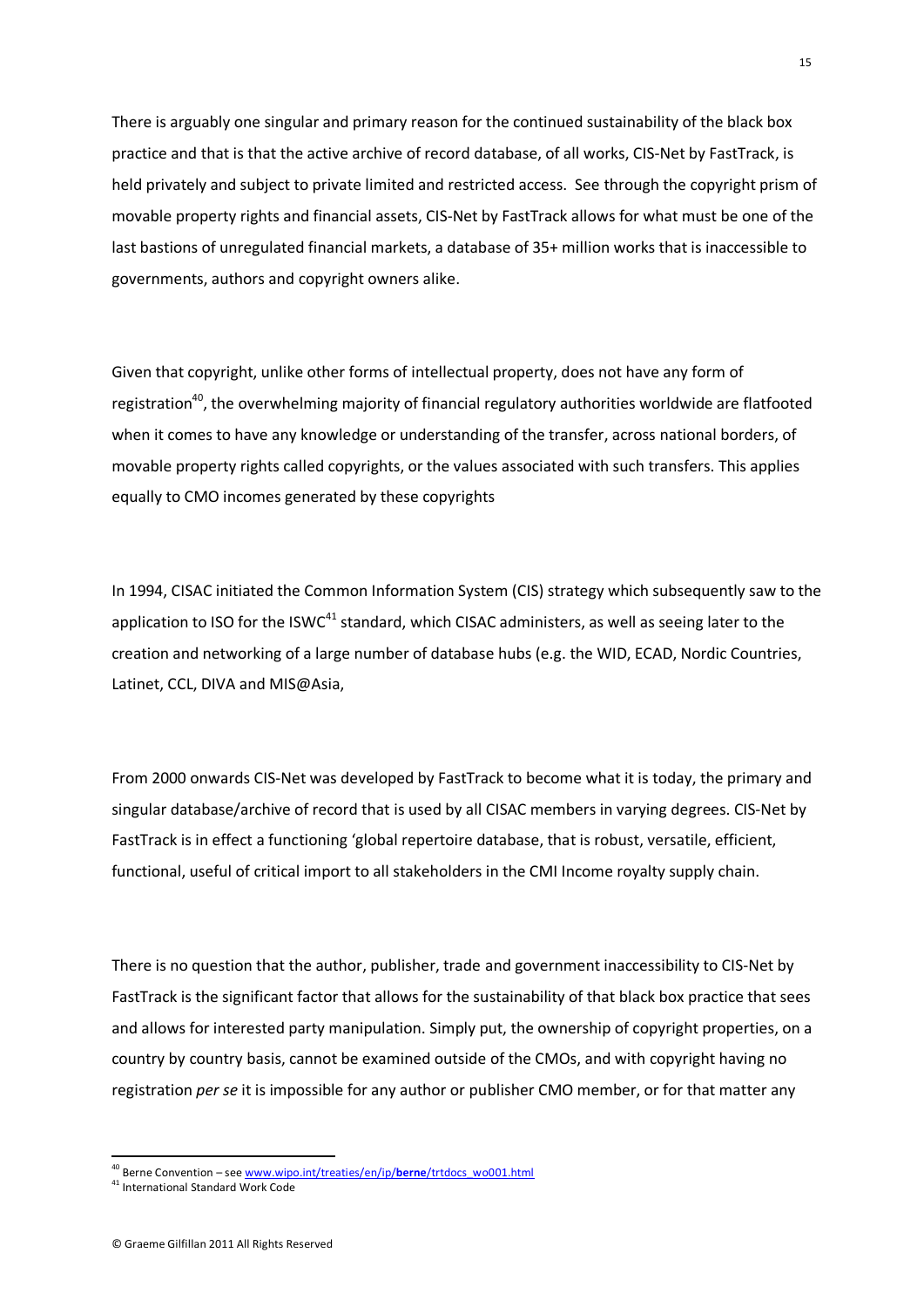There is arguably one singular and primary reason for the continued sustainability of the black box practice and that is that the active archive of record database, of all works, CIS-Net by FastTrack, is held privately and subject to private limited and restricted access. See through the copyright prism of movable property rights and financial assets, CIS-Net by FastTrack allows for what must be one of the last bastions of unregulated financial markets, a database of 35+ million works that is inaccessible to governments, authors and copyright owners alike.

Given that copyright, unlike other forms of intellectual property, does not have any form of registration[40], the overwhelming majority of financial regulatory authorities worldwide are flatfooted when it comes to have any knowledge or understanding of the transfer, across national borders, of movable property rights called copyrights, or the values associated with such transfers. This applies equally to CMO incomes generated by these copyrights

In 1994, CISAC initiated the Common Information System (CIS) strategy which subsequently saw to the application to ISO for the ISWC[41] standard, which CISAC administers, as well as seeing later to the creation and networking of a large number of database hubs (e.g. the WID, ECAD, Nordic Countries, Latinet, CCL, DIVA and MIS@Asia,

From 2000 onwards CIS-Net was developed by FastTrack to become what it is today, the primary and singular database/archive of record that is used by all CISAC members in varying degrees. CIS-Net by FastTrack is in effect a functioning 'global repertoire database, that is robust, versatile, efficient, functional, useful of critical import to all stakeholders in the CMI Income royalty supply chain.

There is no question that the author, publisher, trade and government inaccessibility to CIS-Net by FastTrack is the significant factor that allows for the sustainability of that black box practice that sees and allows for interested party manipulation. Simply put, the ownership of copyright properties, on a country by country basis, cannot be examined outside of the CMOs, and with copyright having no registration *per se* it is impossible for any author or publisher CMO member, or for that matter any

---

[40] Berne Convention – see www.wipo.int/treaties/en/ip/**berne**/trtdocs_wo001.html

[41] International Standard Work Code

© Graeme Gilfillan 2011 All Rights Reserved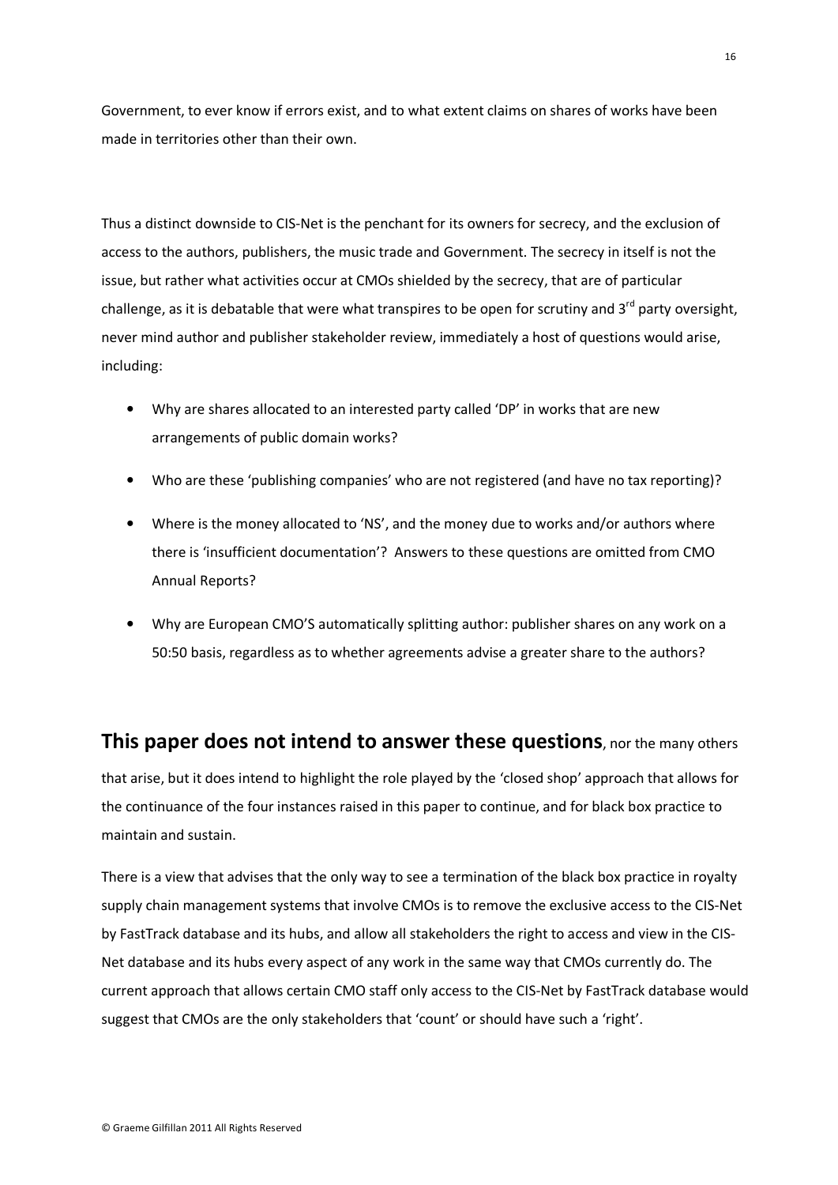Government, to ever know if errors exist, and to what extent claims on shares of works have been made in territories other than their own.

Thus a distinct downside to CIS-Net is the penchant for its owners for secrecy, and the exclusion of access to the authors, publishers, the music trade and Government. The secrecy in itself is not the issue, but rather what activities occur at CMOs shielded by the secrecy, that are of particular challenge, as it is debatable that were what transpires to be open for scrutiny and 3rd party oversight, never mind author and publisher stakeholder review, immediately a host of questions would arise, including:

- Why are shares allocated to an interested party called 'DP' in works that are new arrangements of public domain works?
- Who are these 'publishing companies' who are not registered (and have no tax reporting)?
- Where is the money allocated to 'NS', and the money due to works and/or authors where there is 'insufficient documentation'? Answers to these questions are omitted from CMO Annual Reports?
- Why are European CMO'S automatically splitting author: publisher shares on any work on a 50:50 basis, regardless as to whether agreements advise a greater share to the authors?

**This paper does not intend to answer these questions**, nor the many others that arise, but it does intend to highlight the role played by the 'closed shop' approach that allows for the continuance of the four instances raised in this paper to continue, and for black box practice to maintain and sustain.

There is a view that advises that the only way to see a termination of the black box practice in royalty supply chain management systems that involve CMOs is to remove the exclusive access to the CIS-Net by FastTrack database and its hubs, and allow all stakeholders the right to access and view in the CIS-Net database and its hubs every aspect of any work in the same way that CMOs currently do. The current approach that allows certain CMO staff only access to the CIS-Net by FastTrack database would suggest that CMOs are the only stakeholders that 'count' or should have such a 'right'.

© Graeme Gilfillan 2011 All Rights Reserved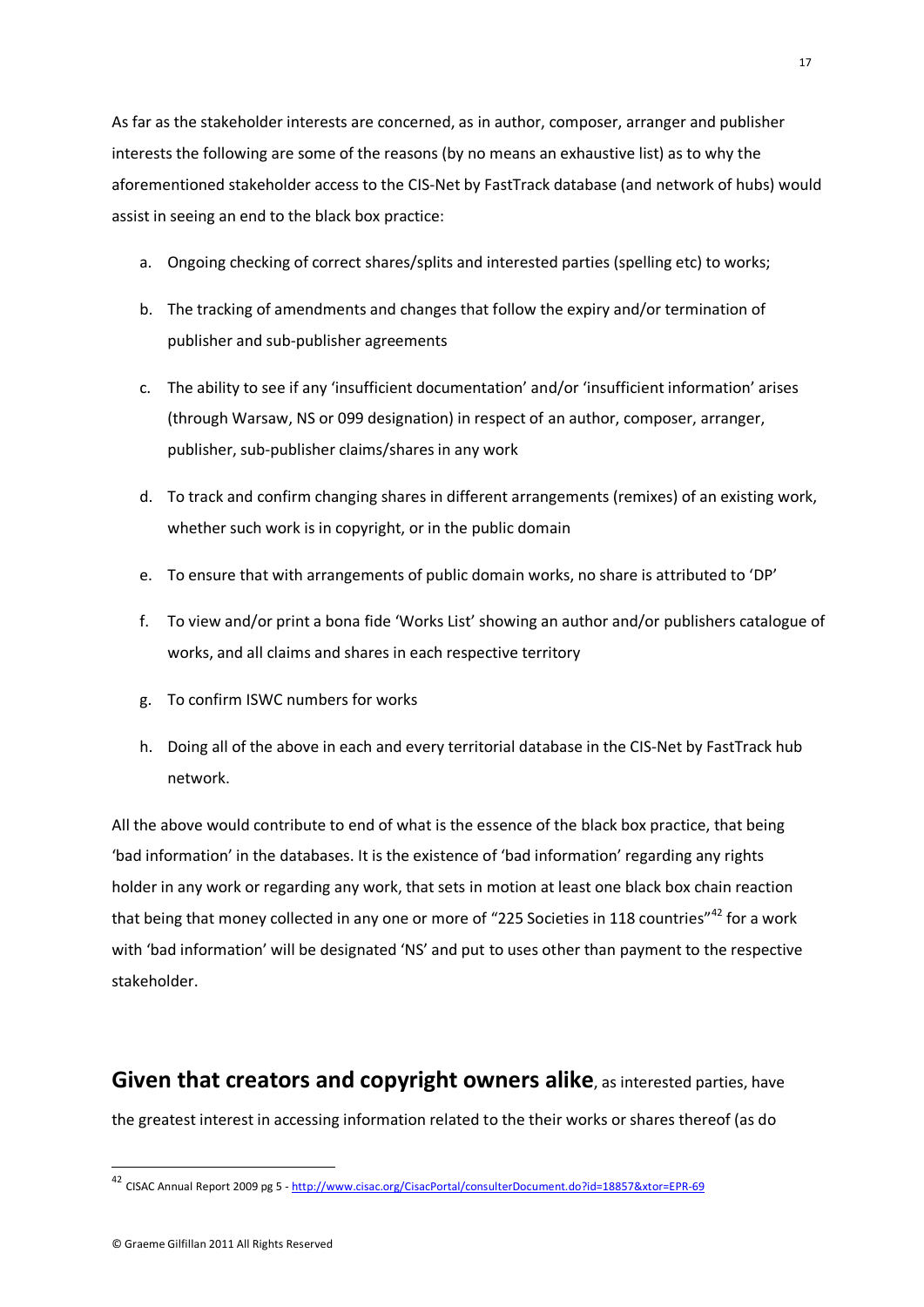As far as the stakeholder interests are concerned, as in author, composer, arranger and publisher interests the following are some of the reasons (by no means an exhaustive list) as to why the aforementioned stakeholder access to the CIS-Net by FastTrack database (and network of hubs) would assist in seeing an end to the black box practice:

a. Ongoing checking of correct shares/splits and interested parties (spelling etc) to works;

b. The tracking of amendments and changes that follow the expiry and/or termination of publisher and sub-publisher agreements

c. The ability to see if any 'insufficient documentation' and/or 'insufficient information' arises (through Warsaw, NS or 099 designation) in respect of an author, composer, arranger, publisher, sub-publisher claims/shares in any work

d. To track and confirm changing shares in different arrangements (remixes) of an existing work, whether such work is in copyright, or in the public domain

e. To ensure that with arrangements of public domain works, no share is attributed to 'DP'

f. To view and/or print a bona fide 'Works List' showing an author and/or publishers catalogue of works, and all claims and shares in each respective territory

g. To confirm ISWC numbers for works

h. Doing all of the above in each and every territorial database in the CIS-Net by FastTrack hub network.

All the above would contribute to end of what is the essence of the black box practice, that being 'bad information' in the databases. It is the existence of 'bad information' regarding any rights holder in any work or regarding any work, that sets in motion at least one black box chain reaction that being that money collected in any one or more of "225 Societies in 118 countries"[42] for a work with 'bad information' will be designated 'NS' and put to uses other than payment to the respective stakeholder.

**Given that creators and copyright owners alike**, as interested parties, have the greatest interest in accessing information related to the their works or shares thereof (as do

[42] CISAC Annual Report 2009 pg 5 - http://www.cisac.org/CisacPortal/consulterDocument.do?id=18857&xtor=EPR-69

© Graeme Gilfillan 2011 All Rights Reserved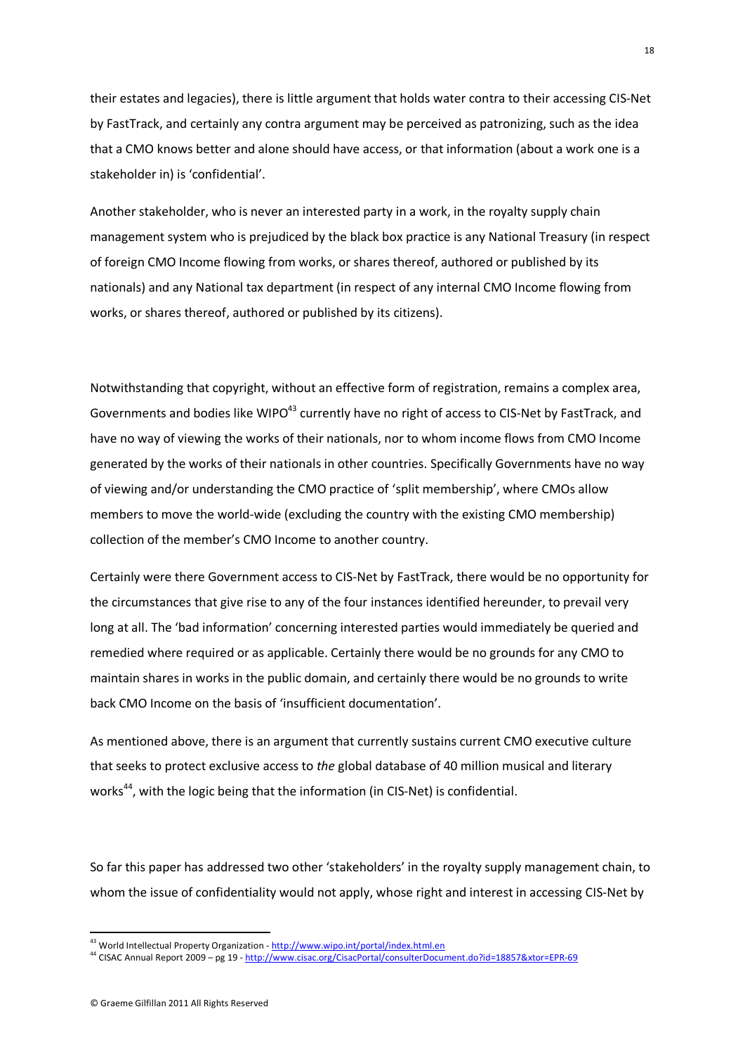their estates and legacies), there is little argument that holds water contra to their accessing CIS-Net by FastTrack, and certainly any contra argument may be perceived as patronizing, such as the idea that a CMO knows better and alone should have access, or that information (about a work one is a stakeholder in) is 'confidential'.

Another stakeholder, who is never an interested party in a work, in the royalty supply chain management system who is prejudiced by the black box practice is any National Treasury (in respect of foreign CMO Income flowing from works, or shares thereof, authored or published by its nationals) and any National tax department (in respect of any internal CMO Income flowing from works, or shares thereof, authored or published by its citizens).

Notwithstanding that copyright, without an effective form of registration, remains a complex area, Governments and bodies like WIPO[43] currently have no right of access to CIS-Net by FastTrack, and have no way of viewing the works of their nationals, nor to whom income flows from CMO Income generated by the works of their nationals in other countries. Specifically Governments have no way of viewing and/or understanding the CMO practice of 'split membership', where CMOs allow members to move the world-wide (excluding the country with the existing CMO membership) collection of the member's CMO Income to another country.

Certainly were there Government access to CIS-Net by FastTrack, there would be no opportunity for the circumstances that give rise to any of the four instances identified hereunder, to prevail very long at all. The 'bad information' concerning interested parties would immediately be queried and remedied where required or as applicable. Certainly there would be no grounds for any CMO to maintain shares in works in the public domain, and certainly there would be no grounds to write back CMO Income on the basis of 'insufficient documentation'.

As mentioned above, there is an argument that currently sustains current CMO executive culture that seeks to protect exclusive access to *the* global database of 40 million musical and literary works[44], with the logic being that the information (in CIS-Net) is confidential.

So far this paper has addressed two other 'stakeholders' in the royalty supply management chain, to whom the issue of confidentiality would not apply, whose right and interest in accessing CIS-Net by

[43] World Intellectual Property Organization - http://www.wipo.int/portal/index.html.en

[44] CISAC Annual Report 2009 – pg 19 - http://www.cisac.org/CisacPortal/consulterDocument.do?id=18857&xtor=EPR-69

© Graeme Gilfillan 2011 All Rights Reserved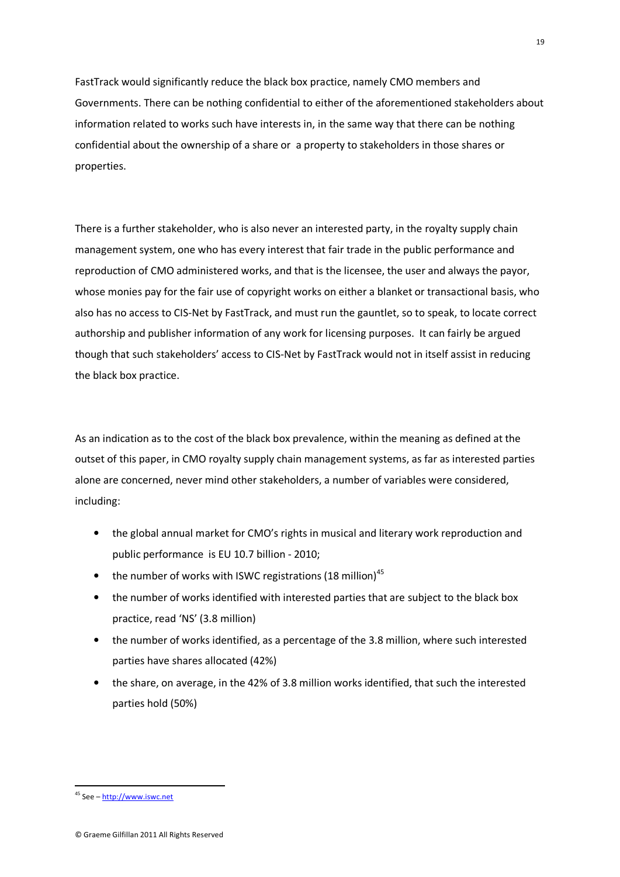FastTrack would significantly reduce the black box practice, namely CMO members and Governments. There can be nothing confidential to either of the aforementioned stakeholders about information related to works such have interests in, in the same way that there can be nothing confidential about the ownership of a share or a property to stakeholders in those shares or properties.

There is a further stakeholder, who is also never an interested party, in the royalty supply chain management system, one who has every interest that fair trade in the public performance and reproduction of CMO administered works, and that is the licensee, the user and always the payor, whose monies pay for the fair use of copyright works on either a blanket or transactional basis, who also has no access to CIS-Net by FastTrack, and must run the gauntlet, so to speak, to locate correct authorship and publisher information of any work for licensing purposes. It can fairly be argued though that such stakeholders' access to CIS-Net by FastTrack would not in itself assist in reducing the black box practice.

As an indication as to the cost of the black box prevalence, within the meaning as defined at the outset of this paper, in CMO royalty supply chain management systems, as far as interested parties alone are concerned, never mind other stakeholders, a number of variables were considered, including:

- the global annual market for CMO's rights in musical and literary work reproduction and public performance is EU 10.7 billion - 2010;
- the number of works with ISWC registrations (18 million)[45]
- the number of works identified with interested parties that are subject to the black box practice, read 'NS' (3.8 million)
- the number of works identified, as a percentage of the 3.8 million, where such interested parties have shares allocated (42%)
- the share, on average, in the 42% of 3.8 million works identified, that such the interested parties hold (50%)

---

[45] See – http://www.iswc.net

© Graeme Gilfillan 2011 All Rights Reserved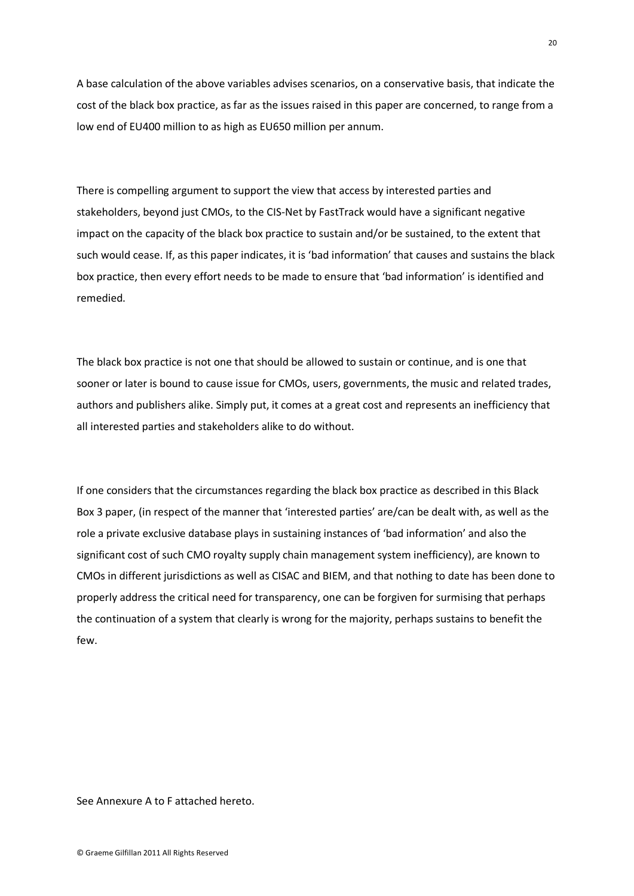A base calculation of the above variables advises scenarios, on a conservative basis, that indicate the cost of the black box practice, as far as the issues raised in this paper are concerned, to range from a low end of EU400 million to as high as EU650 million per annum.

There is compelling argument to support the view that access by interested parties and stakeholders, beyond just CMOs, to the CIS-Net by FastTrack would have a significant negative impact on the capacity of the black box practice to sustain and/or be sustained, to the extent that such would cease. If, as this paper indicates, it is 'bad information' that causes and sustains the black box practice, then every effort needs to be made to ensure that 'bad information' is identified and remedied.

The black box practice is not one that should be allowed to sustain or continue, and is one that sooner or later is bound to cause issue for CMOs, users, governments, the music and related trades, authors and publishers alike. Simply put, it comes at a great cost and represents an inefficiency that all interested parties and stakeholders alike to do without.

If one considers that the circumstances regarding the black box practice as described in this Black Box 3 paper, (in respect of the manner that 'interested parties' are/can be dealt with, as well as the role a private exclusive database plays in sustaining instances of 'bad information' and also the significant cost of such CMO royalty supply chain management system inefficiency), are known to CMOs in different jurisdictions as well as CISAC and BIEM, and that nothing to date has been done to properly address the critical need for transparency, one can be forgiven for surmising that perhaps the continuation of a system that clearly is wrong for the majority, perhaps sustains to benefit the few.

See Annexure A to F attached hereto.

© Graeme Gilfillan 2011 All Rights Reserved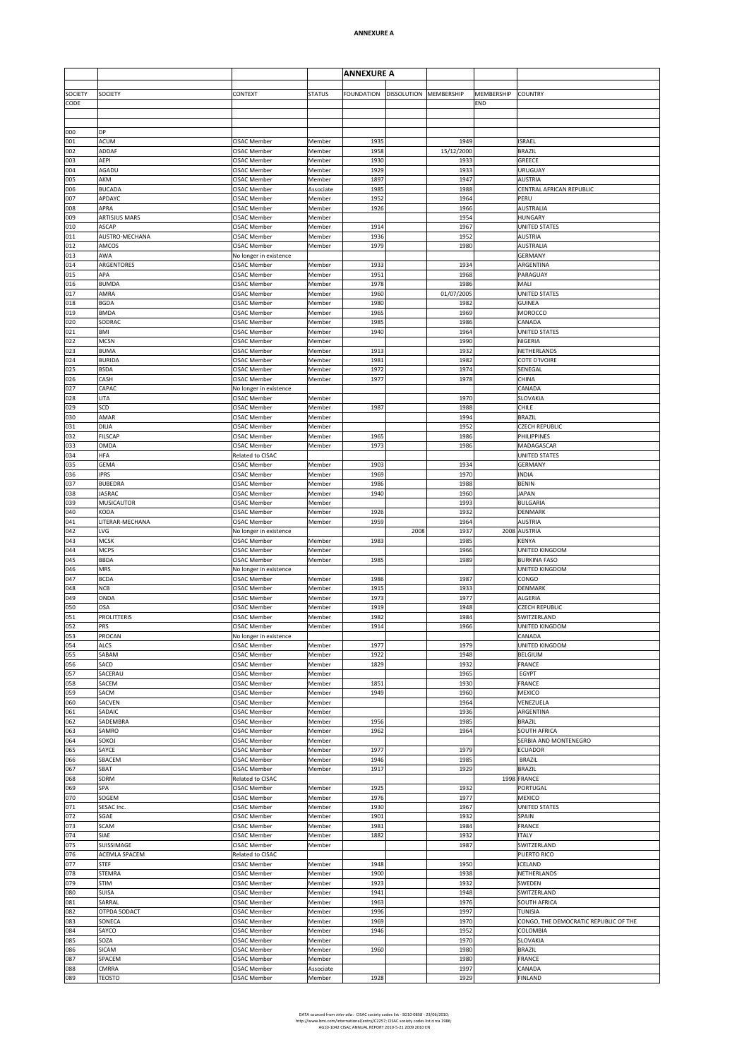**ANNEXURE A**

| | | | | ANNEXURE A | | | | |
|---|---|---|---|---|---|---|---|---|
| SOCIETY CODE | SOCIETY | CONTEXT | STATUS | FOUNDATION | DISSOLUTION | MEMBERSHIP | MEMBERSHIP END | COUNTRY |
| 000 | DP | | | | | | | |
| 001 | ACUM | CISAC Member | Member | 1935 | | 1949 | | ISRAEL |
| 002 | ADDAF | CISAC Member | Member | 1958 | | 15/12/2000 | | BRAZIL |
| 003 | AEPI | CISAC Member | Member | 1930 | | 1933 | | GREECE |
| 004 | AGADU | CISAC Member | Member | 1929 | | 1933 | | URUGUAY |
| 005 | AKM | CISAC Member | Member | 1897 | | 1947 | | AUSTRIA |
| 006 | BUCADA | CISAC Member | Associate | 1985 | | 1988 | | CENTRAL AFRICAN REPUBLIC |
| 007 | APDAYC | CISAC Member | Member | 1952 | | 1964 | | PERU |
| 008 | APRA | CISAC Member | Member | 1926 | | 1966 | | AUSTRALIA |
| 009 | ARTISJUS MARS | CISAC Member | Member | | | 1954 | | HUNGARY |
| 010 | ASCAP | CISAC Member | Member | 1914 | | 1967 | | UNITED STATES |
| 011 | AUSTRO-MECHANA | CISAC Member | Member | 1936 | | 1952 | | AUSTRIA |
| 012 | AMCOS | CISAC Member | Member | 1979 | | 1980 | | AUSTRALIA |
| 013 | AWA | No longer in existence | | | | | | GERMANY |
| 014 | ARGENTORES | CISAC Member | Member | 1933 | | 1934 | | ARGENTINA |
| 015 | APA | CISAC Member | Member | 1951 | | 1968 | | PARAGUAY |
| 016 | BUMDA | CISAC Member | Member | 1978 | | 1986 | | MALI |
| 017 | AMRA | CISAC Member | Member | 1960 | | 01/07/2005 | | UNITED STATES |
| 018 | BGDA | CISAC Member | Member | 1980 | | 1982 | | GUINEA |
| 019 | BMDA | CISAC Member | Member | 1965 | | 1969 | | MOROCCO |
| 020 | SODRAC | CISAC Member | Member | 1985 | | 1986 | | CANADA |
| 021 | BMI | CISAC Member | Member | 1940 | | 1964 | | UNITED STATES |
| 022 | MCSN | CISAC Member | Member | | | 1990 | | NIGERIA |
| 023 | BUMA | CISAC Member | Member | 1913 | | 1932 | | NETHERLANDS |
| 024 | BURIDA | CISAC Member | Member | 1981 | | 1982 | | COTE D'IVOIRE |
| 025 | BSDA | CISAC Member | Member | 1972 | | 1974 | | SENEGAL |
| 026 | CASH | CISAC Member | Member | 1977 | | 1978 | | CHINA |
| 027 | CAPAC | No longer in existence | | | | | | CANADA |
| 028 | LITA | CISAC Member | Member | | | 1970 | | SLOVAKIA |
| 029 | SCD | CISAC Member | Member | 1987 | | 1988 | | CHILE |
| 030 | AMAR | CISAC Member | Member | | | 1994 | | BRAZIL |
| 031 | DILIA | CISAC Member | Member | | | 1952 | | CZECH REPUBLIC |
| 032 | FILSCAP | CISAC Member | Member | 1965 | | 1986 | | PHILIPPINES |
| 033 | OMDA | CISAC Member | Member | 1973 | | 1986 | | MADAGASCAR |
| 034 | HFA | Related to CISAC | | | | | | UNITED STATES |
| 035 | GEMA | CISAC Member | Member | 1903 | | 1934 | | GERMANY |
| 036 | IPRS | CISAC Member | Member | 1969 | | 1970 | | INDIA |
| 037 | BUBEDRA | CISAC Member | Member | 1986 | | 1988 | | BENIN |
| 038 | JASRAC | CISAC Member | Member | 1940 | | 1960 | | JAPAN |
| 039 | MUSICAUTOR | CISAC Member | Member | | | 1993 | | BULGARIA |
| 040 | KODA | CISAC Member | Member | 1926 | | 1932 | | DENMARK |
| 041 | LITERAR-MECHANA | CISAC Member | Member | 1959 | | 1964 | | AUSTRIA |
| 042 | LVG | No longer in existence | | | 2008 | 1937 | 2008 | AUSTRIA |
| 043 | MCSK | CISAC Member | Member | 1983 | | 1985 | | KENYA |
| 044 | MCPS | CISAC Member | Member | | | 1966 | | UNITED KINGDOM |
| 045 | BBDA | CISAC Member | Member | 1985 | | 1989 | | BURKINA FASO |
| 046 | MRS | No longer in existence | | | | | | UNITED KINGDOM |
| 047 | BCDA | CISAC Member | Member | 1986 | | 1987 | | CONGO |
| 048 | NCB | CISAC Member | Member | 1915 | | 1933 | | DENMARK |
| 049 | ONDA | CISAC Member | Member | 1973 | | 1977 | | ALGERIA |
| 050 | OSA | CISAC Member | Member | 1919 | | 1948 | | CZECH REPUBLIC |
| 051 | PROLITTERIS | CISAC Member | Member | 1982 | | 1984 | | SWITZERLAND |
| 052 | PRS | CISAC Member | Member | 1914 | | 1966 | | UNITED KINGDOM |
| 053 | PROCAN | No longer in existence | | | | | | CANADA |
| 054 | ALCS | CISAC Member | Member | 1977 | | 1979 | | UNITED KINGDOM |
| 055 | SABAM | CISAC Member | Member | 1922 | | 1948 | | BELGIUM |
| 056 | SACD | CISAC Member | Member | 1829 | | 1932 | | FRANCE |
| 057 | SACERAU | CISAC Member | Member | | | 1965 | | EGYPT |
| 058 | SACEM | CISAC Member | Member | 1851 | | 1930 | | FRANCE |
| 059 | SACM | CISAC Member | Member | 1949 | | 1960 | | MEXICO |
| 060 | SACVEN | CISAC Member | Member | | | 1964 | | VENEZUELA |
| 061 | SADAIC | CISAC Member | Member | | | 1936 | | ARGENTINA |
| 062 | SADEMBRA | CISAC Member | Member | 1956 | | 1985 | | BRAZIL |
| 063 | SAMRO | CISAC Member | Member | 1962 | | 1964 | | SOUTH AFRICA |
| 064 | SOKOJ | CISAC Member | Member | | | | | SERBIA AND MONTENEGRO |
| 065 | SAYCE | CISAC Member | Member | 1977 | | 1979 | | ECUADOR |
| 066 | SBACEM | CISAC Member | Member | 1946 | | 1985 | | BRAZIL |
| 067 | SBAT | CISAC Member | Member | 1917 | | 1929 | | BRAZIL |
| 068 | SDRM | Related to CISAC | | | | | 1998 | FRANCE |
| 069 | SPA | CISAC Member | Member | 1925 | | 1932 | | PORTUGAL |
| 070 | SOGEM | CISAC Member | Member | 1976 | | 1977 | | MEXICO |
| 071 | SESAC Inc. | CISAC Member | Member | 1930 | | 1967 | | UNITED STATES |
| 072 | SGAE | CISAC Member | Member | 1901 | | 1932 | | SPAIN |
| 073 | SCAM | CISAC Member | Member | 1981 | | 1984 | | FRANCE |
| 074 | SIAE | CISAC Member | Member | 1882 | | 1932 | | ITALY |
| 075 | SUISSIMAGE | CISAC Member | Member | | | 1987 | | SWITZERLAND |
| 076 | ACEMLA SPACEM | Related to CISAC | | | | | | PUERTO RICO |
| 077 | STEF | CISAC Member | Member | 1948 | | 1950 | | ICELAND |
| 078 | STEMRA | CISAC Member | Member | 1900 | | 1938 | | NETHERLANDS |
| 079 | STIM | CISAC Member | Member | 1923 | | 1932 | | SWEDEN |
| 080 | SUISA | CISAC Member | Member | 1941 | | 1948 | | SWITZERLAND |
| 081 | SARRAL | CISAC Member | Member | 1963 | | 1976 | | SOUTH AFRICA |
| 082 | OTPDA SODACT | CISAC Member | Member | 1996 | | 1997 | | TUNISIA |
| 083 | SONECA | CISAC Member | Member | 1969 | | 1970 | | CONGO, THE DEMOCRATIC REPUBLIC OF THE |
| 084 | SAYCO | CISAC Member | Member | 1946 | | 1952 | | COLOMBIA |
| 085 | SOZA | CISAC Member | Member | | | 1970 | | SLOVAKIA |
| 086 | SICAM | CISAC Member | Member | 1960 | | 1980 | | BRAZIL |
| 087 | SPACEM | CISAC Member | Member | | | 1980 | | FRANCE |
| 088 | CMRRA | CISAC Member | Associate | | | 1997 | | CANADA |
| 089 | TEOSTO | CISAC Member | Member | 1928 | | 1929 | | FINLAND |

DATA sourced from *inter alia*: CISAC society codes list - SG10-0858 - 23/06/2010; http://www.bmi.com/international/entry/C2257; CISAC society codes list circa 1986; AG10-1042 CISAC ANNUAL REPORT 2010-5-21 2009 2010 EN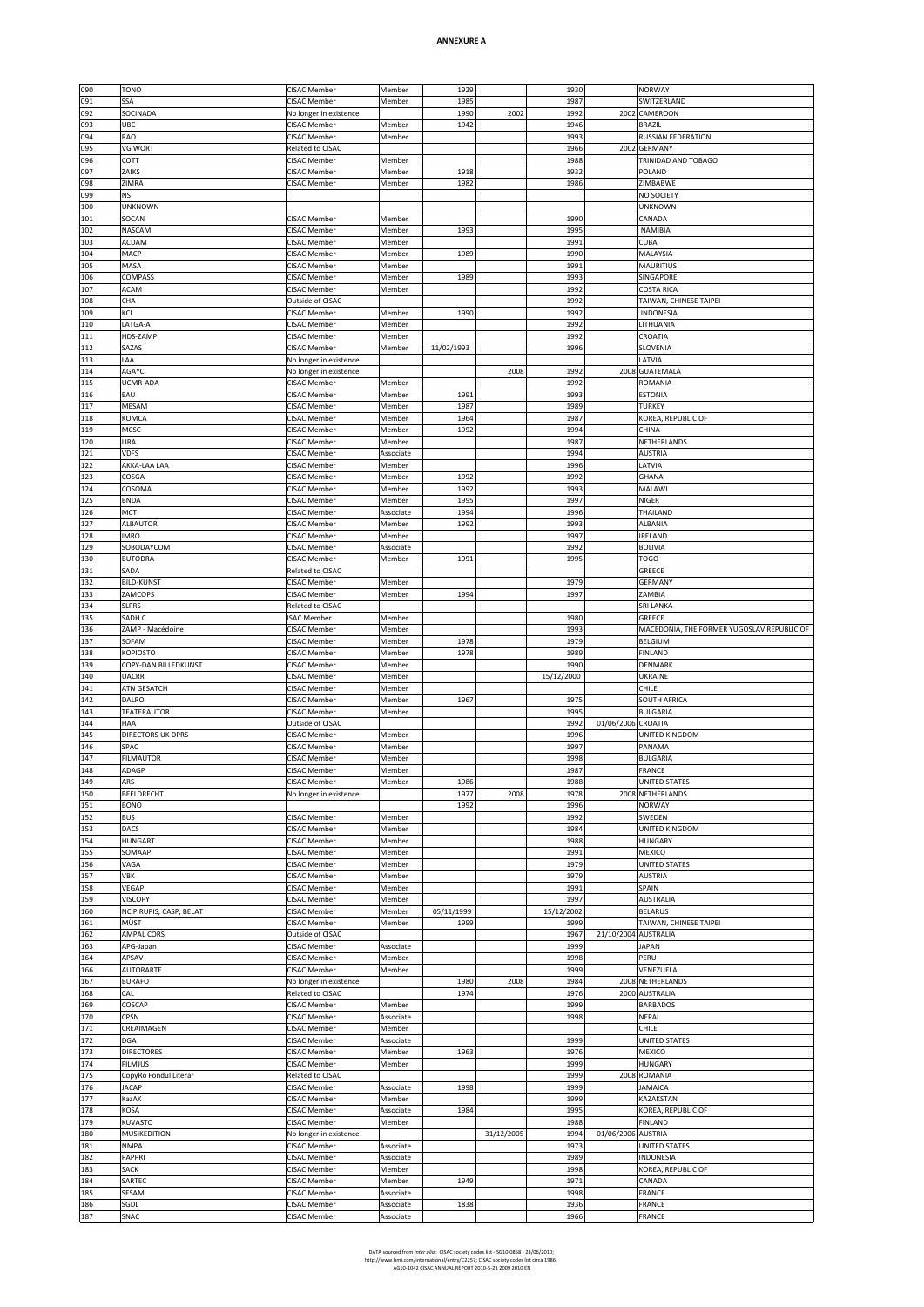**ANNEXURE A**

| | | | | | | | | |
|---|---|---|---|---|---|---|---|---|
| 090 | TONO | CISAC Member | Member | 1929 | | 1930 | | NORWAY |
| 091 | SSA | CISAC Member | Member | 1985 | | 1987 | | SWITZERLAND |
| 092 | SOCINADA | No longer in existence | | 1990 | 2002 | 1992 | 2002 | CAMEROON |
| 093 | UBC | CISAC Member | Member | 1942 | | 1946 | | BRAZIL |
| 094 | RAO | CISAC Member | Member | | | 1993 | | RUSSIAN FEDERATION |
| 095 | VG WORT | Related to CISAC | | | | 1966 | 2002 | GERMANY |
| 096 | COTT | CISAC Member | Member | | | 1988 | | TRINIDAD AND TOBAGO |
| 097 | ZAIKS | CISAC Member | Member | 1918 | | 1932 | | POLAND |
| 098 | ZIMRA | CISAC Member | Member | 1982 | | 1986 | | ZIMBABWE |
| 099 | NS | | | | | | | NO SOCIETY |
| 100 | UNKNOWN | | | | | | | UNKNOWN |
| 101 | SOCAN | CISAC Member | Member | | | 1990 | | CANADA |
| 102 | NASCAM | CISAC Member | Member | 1993 | | 1995 | | NAMIBIA |
| 103 | ACDAM | CISAC Member | Member | | | 1991 | | CUBA |
| 104 | MACP | CISAC Member | Member | 1989 | | 1990 | | MALAYSIA |
| 105 | MASA | CISAC Member | Member | | | 1991 | | MAURITIUS |
| 106 | COMPASS | CISAC Member | Member | 1989 | | 1993 | | SINGAPORE |
| 107 | ACAM | CISAC Member | Member | | | 1992 | | COSTA RICA |
| 108 | CHA | Outside of CISAC | | | | 1992 | | TAIWAN, CHINESE TAIPEI |
| 109 | KCI | CISAC Member | Member | 1990 | | 1992 | | INDONESIA |
| 110 | LATGA-A | CISAC Member | Member | | | 1992 | | LITHUANIA |
| 111 | HDS-ZAMP | CISAC Member | Member | | | 1992 | | CROATIA |
| 112 | SAZAS | CISAC Member | Member | 11/02/1993 | | 1996 | | SLOVENIA |
| 113 | LAA | No longer in existence | | | | | | LATVIA |
| 114 | AGAYC | No longer in existence | | | 2008 | 1992 | 2008 | GUATEMALA |
| 115 | UCMR-ADA | CISAC Member | Member | | | 1992 | | ROMANIA |
| 116 | EAU | CISAC Member | Member | 1991 | | 1993 | | ESTONIA |
| 117 | MESAM | CISAC Member | Member | 1987 | | 1989 | | TURKEY |
| 118 | KOMCA | CISAC Member | Member | 1964 | | 1987 | | KOREA, REPUBLIC OF |
| 119 | MCSC | CISAC Member | Member | 1992 | | 1994 | | CHINA |
| 120 | LIRA | CISAC Member | Member | | | 1987 | | NETHERLANDS |
| 121 | VDFS | CISAC Member | Associate | | | 1994 | | AUSTRIA |
| 122 | AKKA-LAA LAA | CISAC Member | Member | | | 1996 | | LATVIA |
| 123 | COSGA | CISAC Member | Member | 1992 | | 1992 | | GHANA |
| 124 | COSOMA | CISAC Member | Member | 1992 | | 1993 | | MALAWI |
| 125 | BNDA | CISAC Member | Member | 1995 | | 1997 | | NIGER |
| 126 | MCT | CISAC Member | Associate | 1994 | | 1996 | | THAILAND |
| 127 | ALBAUTOR | CISAC Member | Member | 1992 | | 1993 | | ALBANIA |
| 128 | IMRO | CISAC Member | Member | | | 1997 | | IRELAND |
| 129 | SOBODAYCOM | CISAC Member | Associate | | | 1992 | | BOLIVIA |
| 130 | BUTODRA | CISAC Member | Member | 1991 | | 1995 | | TOGO |
| 131 | SADA | Related to CISAC | | | | | | GREECE |
| 132 | BILD-KUNST | CISAC Member | Member | | | 1979 | | GERMANY |
| 133 | ZAMCOPS | CISAC Member | Member | 1994 | | 1997 | | ZAMBIA |
| 134 | SLPRS | Related to CISAC | | | | | | SRI LANKA |
| 135 | SADH C | ISAC Member | Member | | | 1980 | | GREECE |
| 136 | ZAMP - Macédoine | CISAC Member | Member | | | 1993 | | MACEDONIA, THE FORMER YUGOSLAV REPUBLIC OF |
| 137 | SOFAM | CISAC Member | Member | 1978 | | 1979 | | BELGIUM |
| 138 | KOPIOSTO | CISAC Member | Member | 1978 | | 1989 | | FINLAND |
| 139 | COPY-DAN BILLEDKUNST | CISAC Member | Member | | | 1990 | | DENMARK |
| 140 | UACRR | CISAC Member | Member | | | 15/12/2000 | | UKRAINE |
| 141 | ATN GESATCH | CISAC Member | Member | | | | | CHILE |
| 142 | DALRO | CISAC Member | Member | 1967 | | 1975 | | SOUTH AFRICA |
| 143 | TEATERAUTOR | CISAC Member | Member | | | 1995 | | BULGARIA |
| 144 | HAA | Outside of CISAC | | | | 1992 | 01/06/2006 | CROATIA |
| 145 | DIRECTORS UK DPRS | CISAC Member | Member | | | 1996 | | UNITED KINGDOM |
| 146 | SPAC | CISAC Member | Member | | | 1997 | | PANAMA |
| 147 | FILMAUTOR | CISAC Member | Member | | | 1998 | | BULGARIA |
| 148 | ADAGP | CISAC Member | Member | | | 1987 | | FRANCE |
| 149 | ARS | CISAC Member | Member | 1986 | | 1988 | | UNITED STATES |
| 150 | BEELDRECHT | No longer in existence | | 1977 | 2008 | 1978 | 2008 | NETHERLANDS |
| 151 | BONO | | | 1992 | | 1996 | | NORWAY |
| 152 | BUS | CISAC Member | Member | | | 1992 | | SWEDEN |
| 153 | DACS | CISAC Member | Member | | | 1984 | | UNITED KINGDOM |
| 154 | HUNGART | CISAC Member | Member | | | 1988 | | HUNGARY |
| 155 | SOMAAP | CISAC Member | Member | | | 1991 | | MEXICO |
| 156 | VAGA | CISAC Member | Member | | | 1979 | | UNITED STATES |
| 157 | VBK | CISAC Member | Member | | | 1979 | | AUSTRIA |
| 158 | VEGAP | CISAC Member | Member | | | 1991 | | SPAIN |
| 159 | VISCOPY | CISAC Member | Member | | | 1997 | | AUSTRALIA |
| 160 | NCIP RUPIS, CASP, BELAT | CISAC Member | Member | 05/11/1999 | | 15/12/2002 | | BELARUS |
| 161 | MÜST | CISAC Member | Member | 1999 | | 1999 | | TAIWAN, CHINESE TAIPEI |
| 162 | AMPAL CORS | Outside of CISAC | | | | 1967 | 21/10/2004 | AUSTRALIA |
| 163 | APG-Japan | CISAC Member | Associate | | | 1999 | | JAPAN |
| 164 | APSAV | CISAC Member | Member | | | 1998 | | PERU |
| 166 | AUTORARTE | CISAC Member | Member | | | 1999 | | VENEZUELA |
| 167 | BURAFO | No longer in existence | | 1980 | 2008 | 1984 | 2008 | NETHERLANDS |
| 168 | CAL | Related to CISAC | | 1974 | | 1976 | 2000 | AUSTRALIA |
| 169 | COSCAP | CISAC Member | Member | | | 1999 | | BARBADOS |
| 170 | CPSN | CISAC Member | Associate | | | 1998 | | NEPAL |
| 171 | CREAIMAGEN | CISAC Member | Member | | | | | CHILE |
| 172 | DGA | CISAC Member | Associate | | | 1999 | | UNITED STATES |
| 173 | DIRECTORES | CISAC Member | Member | 1963 | | 1976 | | MEXICO |
| 174 | FILMJUS | CISAC Member | Member | | | 1999 | | HUNGARY |
| 175 | CopyRo Fondul Literar | Related to CISAC | | | | 1999 | 2008 | ROMANIA |
| 176 | JACAP | CISAC Member | Associate | 1998 | | 1999 | | JAMAICA |
| 177 | KazAK | CISAC Member | Member | | | 1999 | | KAZAKSTAN |
| 178 | KOSA | CISAC Member | Associate | 1984 | | 1995 | | KOREA, REPUBLIC OF |
| 179 | KUVASTO | CISAC Member | Member | | | 1988 | | FINLAND |
| 180 | MUSIKEDITION | No longer in existence | | | 31/12/2005 | 1994 | 01/06/2006 | AUSTRIA |
| 181 | NMPA | CISAC Member | Associate | | | 1973 | | UNITED STATES |
| 182 | PAPPRI | CISAC Member | Associate | | | 1989 | | INDONESIA |
| 183 | SACK | CISAC Member | Member | | | 1998 | | KOREA, REPUBLIC OF |
| 184 | SARTEC | CISAC Member | Member | 1949 | | 1971 | | CANADA |
| 185 | SESAM | CISAC Member | Associate | | | 1998 | | FRANCE |
| 186 | SGDL | CISAC Member | Associate | 1838 | | 1936 | | FRANCE |
| 187 | SNAC | CISAC Member | Associate | | | 1966 | | FRANCE |

DATA sourced from *inter alia*: CISAC society codes list - SG10-0858 - 23/06/2010; http://www.bmi.com/international/entry/C2257; CISAC society codes list circa 1986; AG10-1042 CISAC ANNUAL REPORT 2010-5-21 2009 2010 EN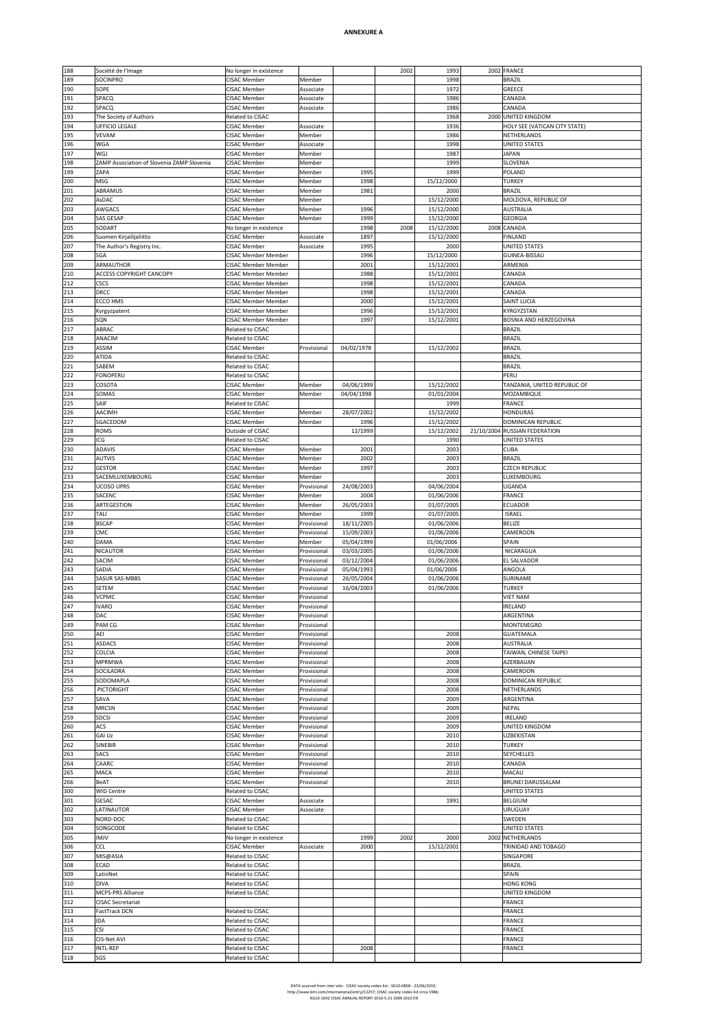**ANNEXURE A**

| | | | | | | | | |
|---|---|---|---|---|---|---|---|---|
| 188 | Société de l'Image | No longer in existence | | | 2002 | 1993 | 2002 | FRANCE |
| 189 | SOCINPRO | CISAC Member | Member | | | 1998 | | BRAZIL |
| 190 | SOPE | CISAC Member | Associate | | | 1972 | | GREECE |
| 191 | SPACQ | CISAC Member | Associate | | | 1986 | | CANADA |
| 192 | SPACQ | CISAC Member | Associate | | | 1986 | | CANADA |
| 193 | The Society of Authors | Related to CISAC | | | | 1968 | 2000 | UNITED KINGDOM |
| 194 | UFFICIO LEGALE | CISAC Member | Associate | | | 1936 | | HOLY SEE (VATICAN CITY STATE) |
| 195 | VEVAM | CISAC Member | Member | | | 1986 | | NETHERLANDS |
| 196 | WGA | CISAC Member | Associate | | | 1998 | | UNITED STATES |
| 197 | WGJ | CISAC Member | Member | | | 1987 | | JAPAN |
| 198 | ZAMP Association of Slovenia ZAMP Slovenia | CISAC Member | Member | | | 1999 | | SLOVENIA |
| 199 | ZAPA | CISAC Member | Member | 1995 | | 1999 | | POLAND |
| 200 | MSG | CISAC Member | Member | 1998 | | 15/12/2000 | | TURKEY |
| 201 | ABRAMUS | CISAC Member | Member | 1981 | | 2000 | | BRAZIL |
| 202 | AsDAC | CISAC Member | Member | | | 15/12/2000 | | MOLDOVA, REPUBLIC OF |
| 203 | AWGACS | CISAC Member | Member | 1996 | | 15/12/2000 | | AUSTRALIA |
| 204 | SAS GESAP | CISAC Member | Member | 1999 | | 15/12/2000 | | GEORGIA |
| 205 | SODART | No longer in existence | | 1998 | 2008 | 15/12/2000 | 2008 | CANADA |
| 206 | Suomen Kirjailijaliitto | CISAC Member | Associate | 1897 | | 15/12/2000 | | FINLAND |
| 207 | The Author's Registry Inc. | CISAC Member | Associate | 1995 | | 2000 | | UNITED STATES |
| 208 | SGA | CISAC Member Member | | 1996 | | 15/12/2000 | | GUINEA-BISSAU |
| 209 | ARMAUTHOR | CISAC Member Member | | 2001 | | 15/12/2001 | | ARMENIA |
| 210 | ACCESS COPYRIGHT CANCOPY | CISAC Member Member | | 1988 | | 15/12/2001 | | CANADA |
| 212 | CSCS | CISAC Member Member | | 1998 | | 15/12/2001 | | CANADA |
| 213 | DRCC | CISAC Member Member | | 1998 | | 15/12/2001 | | CANADA |
| 214 | ECCO HMS | CISAC Member Member | | 2000 | | 15/12/2001 | | SAINT LUCIA |
| 215 | Kyrgyzpatent | CISAC Member Member | | 1996 | | 15/12/2001 | | KYRGYZSTAN |
| 216 | SQN | CISAC Member Member | | 1997 | | 15/12/2001 | | BOSNIA AND HERZEGOVINA |
| 217 | ABRAC | Related to CISAC | | | | | | BRAZIL |
| 218 | ANACIM | Related to CISAC | | | | | | BRAZIL |
| 219 | ASSIM | CISAC Member | Provisional | 04/02/1978 | | 15/12/2002 | | BRAZIL |
| 220 | ATIDA | Related to CISAC | | | | | | BRAZIL |
| 221 | SABEM | Related to CISAC | | | | | | BRAZIL |
| 222 | FONOPERU | Related to CISAC | | | | | | PERU |
| 223 | COSOTA | CISAC Member | Member | 04/06/1999 | | 15/12/2002 | | TANZANIA, UNITED REPUBLIC OF |
| 224 | SOMAS | CISAC Member | Member | 04/04/1998 | | 01/01/2004 | | MOZAMBIQUE |
| 225 | SAIF | Related to CISAC | | | | 1999 | | FRANCE |
| 226 | AACIMH | CISAC Member | Member | 28/07/2002 | | 15/12/2002 | | HONDURAS |
| 227 | SGACEDOM | CISAC Member | Member | 1996 | | 15/12/2002 | | DOMINICAN REPUBLIC |
| 228 | ROMS | Outside of CISAC | | 12/1999 | | 15/12/2002 | 21/10/2004 | RUSSIAN FEDERATION |
| 229 | ICG | Related to CISAC | | | | 1990 | | UNITED STATES |
| 230 | ADAVIS | CISAC Member | Member | 2001 | | 2003 | | CUBA |
| 231 | AUTVIS | CISAC Member | Member | 2002 | | 2003 | | BRAZIL |
| 232 | GESTOR | CISAC Member | Member | 1997 | | 2003 | | CZECH REPUBLIC |
| 233 | SACEMLUXEMBOURG | CISAC Member | Member | | | 2003 | | LUXEMBOURG |
| 234 | UCOSO UPRS | CISAC Member | Provisional | 24/08/2003 | | 04/06/2004 | | UGANDA |
| 235 | SACENC | CISAC Member | Member | 2004 | | 01/06/2006 | | FRANCE |
| 236 | ARTEGESTION | CISAC Member | Member | 26/05/2003 | | 01/07/2005 | | ECUADOR |
| 237 | TALI | CISAC Member | Member | 1999 | | 01/07/2005 | | ISRAEL |
| 238 | BSCAP | CISAC Member | Provisional | 18/11/2005 | | 01/06/2006 | | BELIZE |
| 239 | CMC | CISAC Member | Provisional | 15/09/2003 | | 01/06/2006 | | CAMEROON |
| 240 | DAMA | CISAC Member | Member | 05/04/1999 | | 01/06/2006 | | SPAIN |
| 241 | NICAUTOR | CISAC Member | Provisional | 03/03/2005 | | 01/06/2006 | | NICARAGUA |
| 242 | SACIM | CISAC Member | Provisional | 03/12/2004 | | 01/06/2006 | | EL SALVADOR |
| 243 | SADIA | CISAC Member | Provisional | 05/04/1993 | | 01/06/2006 | | ANGOLA |
| 244 | SASUR SAS-MBBS | CISAC Member | Provisional | 26/05/2004 | | 01/06/2006 | | SURINAME |
| 245 | SETEM | CISAC Member | Provisional | 16/04/2003 | | 01/06/2006 | | TURKEY |
| 246 | VCPMC | CISAC Member | Provisional | | | | | VIET NAM |
| 247 | IVARO | CISAC Member | Provisional | | | | | IRELAND |
| 248 | DAC | CISAC Member | Provisional | | | | | ARGENTINA |
| 249 | PAM CG | CISAC Member | Provisional | | | | | MONTENEGRO |
| 250 | AEI | CISAC Member | Provisional | | | 2008 | | GUATEMALA |
| 251 | ASDACS | CISAC Member | Provisional | | | 2008 | | AUSTRALIA |
| 252 | COLCIA | CISAC Member | Provisional | | | 2008 | | TAIWAN, CHINESE TAIPEI |
| 253 | MPRMWA | CISAC Member | Provisional | | | 2008 | | AZERBAIJAN |
| 254 | SOCILADRA | CISAC Member | Provisional | | | 2008 | | CAMEROON |
| 255 | SODOMAPLA | CISAC Member | Provisional | | | 2008 | | DOMINICAN REPUBLIC |
| 256 | PICTORIGHT | CISAC Member | Provisional | | | 2008 | | NETHERLANDS |
| 257 | SAVA | CISAC Member | Provisional | | | 2009 | | ARGENTINA |
| 258 | MRCSN | CISAC Member | Provisional | | | 2009 | | NEPAL |
| 259 | SDCSI | CISAC Member | Provisional | | | 2009 | | IRELAND |
| 260 | ACS | CISAC Member | Provisional | | | 2009 | | UNITED KINGDOM |
| 261 | GAI Uz | CISAC Member | Provisional | | | 2010 | | UZBEKISTAN |
| 262 | SINEBIR | CISAC Member | Provisional | | | 2010 | | TURKEY |
| 263 | SACS | CISAC Member | Provisional | | | 2010 | | SEYCHELLES |
| 264 | CAARC | CISAC Member | Provisional | | | 2010 | | CANADA |
| 265 | MACA | CISAC Member | Provisional | | | 2010 | | MACAU |
| 266 | BeAT | CISAC Member | Provisional | | | 2010 | | BRUNEI DARUSSALAM |
| 300 | WID Centre | Related to CISAC | | | | | | UNITED STATES |
| 301 | GESAC | CISAC Member | Associate | | | 1991 | | BELGIUM |
| 302 | LATINAUTOR | CISAC Member | Associate | | | | | URUGUAY |
| 303 | NORD-DOC | Related to CISAC | | | | | | SWEDEN |
| 304 | SONGCODE | Related to CISAC | | | | | | UNITED STATES |
| 305 | IMJV | No longer in existence | | 1999 | 2002 | 2000 | 2002 | NETHERLANDS |
| 306 | CCL | CISAC Member | Associate | 2000 | | 15/12/2001 | | TRINIDAD AND TOBAGO |
| 307 | MIS@ASIA | Related to CISAC | | | | | | SINGAPORE |
| 308 | ECAD | Related to CISAC | | | | | | BRAZIL |
| 309 | LatinNet | Related to CISAC | | | | | | SPAIN |
| 310 | DIVA | Related to CISAC | | | | | | HONG KONG |
| 311 | MCPS-PRS Alliance | Related to CISAC | | | | | | UNITED KINGDOM |
| 312 | CISAC Secretariat | | | | | | | FRANCE |
| 313 | FastTrack DCN | Related to CISAC | | | | | | FRANCE |
| 314 | IDA | Related to CISAC | | | | | | FRANCE |
| 315 | CSI | Related to CISAC | | | | | | FRANCE |
| 316 | CIS-Net AVI | Related to CISAC | | | | | | FRANCE |
| 317 | INTL-REP | Related to CISAC | | 2008 | | | | FRANCE |
| 318 | SGS | Related to CISAC | | | | | | |

DATA sourced from *inter alia*: CISAC society codes list - SG10-0858 - 23/06/2010;
http://www.bmi.com/international/entry/C2257; CISAC society codes list circa 1986;
AG10-1042 CISAC ANNUAL REPORT 2010-5-21 2009 2010 EN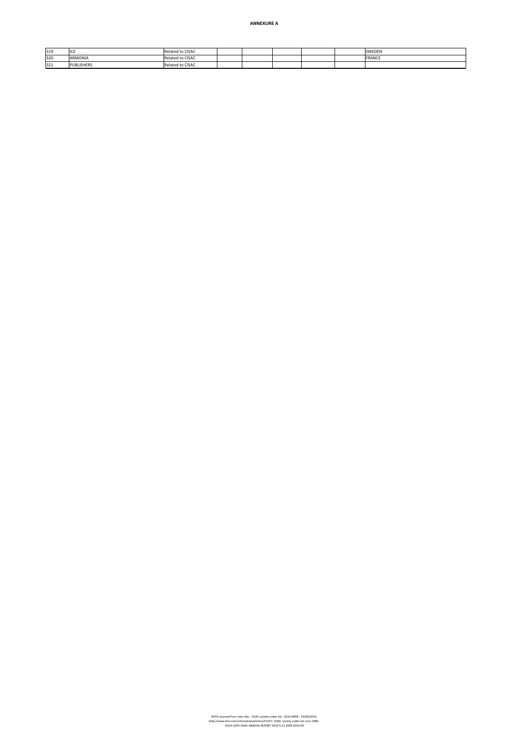**ANNEXURE A**

| | | | | | | | | |
|---|---|---|---|---|---|---|---|---|
| 319 | ICE | Related to CISAC | | | | | | SWEDEN |
| 320 | ARMONIA | Related to CISAC | | | | | | FRANCE |
| 321 | PUBLISHERS | Related to CISAC | | | | | | |

DATA sourced from *inter alia*: CISAC society codes list - SG10-0858 - 23/06/2010; http://www.bmi.com/international/entry/C2257; CISAC society codes list circa 1986; AG10-1042 CISAC ANNUAL REPORT 2010-5-21 2009 2010 EN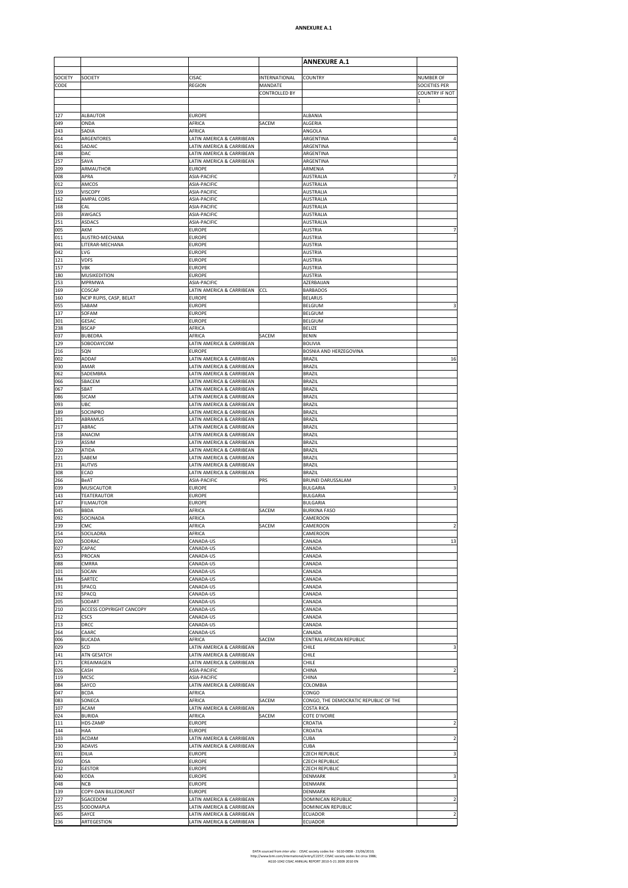# ANNEXURE A.1

| | | | | ANNEXURE A.1 | |
|---|---|---|---|---|---|
| SOCIETY CODE | SOCIETY | CISAC REGION | INTERNATIONAL MANDATE CONTROLLED BY | COUNTRY | NUMBER OF SOCIETIES PER COUNTRY IF NOT 1 |
| 127 | ALBAUTOR | EUROPE | | ALBANIA | |
| 049 | ONDA | AFRICA | SACEM | ALGERIA | |
| 243 | SADIA | AFRICA | | ANGOLA | |
| 014 | ARGENTORES | LATIN AMERICA & CARRIBEAN | | ARGENTINA | 4 |
| 061 | SADAIC | LATIN AMERICA & CARRIBEAN | | ARGENTINA | |
| 248 | DAC | LATIN AMERICA & CARRIBEAN | | ARGENTINA | |
| 257 | SAVA | LATIN AMERICA & CARRIBEAN | | ARGENTINA | |
| 209 | ARMAUTHOR | EUROPE | | ARMENIA | |
| 008 | APRA | ASIA-PACIFIC | | AUSTRALIA | 7 |
| 012 | AMCOS | ASIA-PACIFIC | | AUSTRALIA | |
| 159 | VISCOPY | ASIA-PACIFIC | | AUSTRALIA | |
| 162 | AMPAL CORS | ASIA-PACIFIC | | AUSTRALIA | |
| 168 | CAL | ASIA-PACIFIC | | AUSTRALIA | |
| 203 | AWGACS | ASIA-PACIFIC | | AUSTRALIA | |
| 251 | ASDACS | ASIA-PACIFIC | | AUSTRALIA | |
| 005 | AKM | EUROPE | | AUSTRIA | 7 |
| 011 | AUSTRO-MECHANA | EUROPE | | AUSTRIA | |
| 041 | LITERAR-MECHANA | EUROPE | | AUSTRIA | |
| 042 | LVG | EUROPE | | AUSTRIA | |
| 121 | VDFS | EUROPE | | AUSTRIA | |
| 157 | VBK | EUROPE | | AUSTRIA | |
| 180 | MUSIKEDITION | EUROPE | | AUSTRIA | |
| 253 | MPRMWA | ASIA-PACIFIC | | AZERBAIJAN | |
| 169 | COSCAP | LATIN AMERICA & CARRIBEAN | CCL | BARBADOS | |
| 160 | NCIP RUPIS, CASP, BELAT | EUROPE | | BELARUS | |
| 055 | SABAM | EUROPE | | BELGIUM | 3 |
| 137 | SOFAM | EUROPE | | BELGIUM | |
| 301 | GESAC | EUROPE | | BELGIUM | |
| 238 | BSCAP | AFRICA | | BELIZE | |
| 037 | BUBEDRA | AFRICA | SACEM | BENIN | |
| 129 | SOBODAYCOM | LATIN AMERICA & CARRIBEAN | | BOLIVIA | |
| 216 | SQN | EUROPE | | BOSNIA AND HERZEGOVINA | |
| 002 | ADDAF | LATIN AMERICA & CARRIBEAN | | BRAZIL | 16 |
| 030 | AMAR | LATIN AMERICA & CARRIBEAN | | BRAZIL | |
| 062 | SADEMBRA | LATIN AMERICA & CARRIBEAN | | BRAZIL | |
| 066 | SBACEM | LATIN AMERICA & CARRIBEAN | | BRAZIL | |
| 067 | SBAT | LATIN AMERICA & CARRIBEAN | | BRAZIL | |
| 086 | SICAM | LATIN AMERICA & CARRIBEAN | | BRAZIL | |
| 093 | UBC | LATIN AMERICA & CARRIBEAN | | BRAZIL | |
| 189 | SOCINPRO | LATIN AMERICA & CARRIBEAN | | BRAZIL | |
| 201 | ABRAMUS | LATIN AMERICA & CARRIBEAN | | BRAZIL | |
| 217 | ABRAC | LATIN AMERICA & CARRIBEAN | | BRAZIL | |
| 218 | ANACIM | LATIN AMERICA & CARRIBEAN | | BRAZIL | |
| 219 | ASSIM | LATIN AMERICA & CARRIBEAN | | BRAZIL | |
| 220 | ATIDA | LATIN AMERICA & CARRIBEAN | | BRAZIL | |
| 221 | SABEM | LATIN AMERICA & CARRIBEAN | | BRAZIL | |
| 231 | AUTVIS | LATIN AMERICA & CARRIBEAN | | BRAZIL | |
| 308 | ECAD | LATIN AMERICA & CARRIBEAN | | BRAZIL | |
| 266 | BeAT | ASIA-PACIFIC | PRS | BRUNEI DARUSSALAM | |
| 039 | MUSICAUTOR | EUROPE | | BULGARIA | 3 |
| 143 | TEATERAUTOR | EUROPE | | BULGARIA | |
| 147 | FILMAUTOR | EUROPE | | BULGARIA | |
| 045 | BBDA | AFRICA | SACEM | BURKINA FASO | |
| 092 | SOCINADA | AFRICA | | CAMEROON | |
| 239 | CMC | AFRICA | SACEM | CAMEROON | 2 |
| 254 | SOCILADRA | AFRICA | | CAMEROON | |
| 020 | SODRAC | CANADA-US | | CANADA | 13 |
| 027 | CAPAC | CANADA-US | | CANADA | |
| 053 | PROCAN | CANADA-US | | CANADA | |
| 088 | CMRRA | CANADA-US | | CANADA | |
| 101 | SOCAN | CANADA-US | | CANADA | |
| 184 | SARTEC | CANADA-US | | CANADA | |
| 191 | SPACQ | CANADA-US | | CANADA | |
| 192 | SPACQ | CANADA-US | | CANADA | |
| 205 | SODART | CANADA-US | | CANADA | |
| 210 | ACCESS COPYRIGHT CANCOPY | CANADA-US | | CANADA | |
| 212 | CSCS | CANADA-US | | CANADA | |
| 213 | DRCC | CANADA-US | | CANADA | |
| 264 | CAARC | CANADA-US | | CANADA | |
| 006 | BUCADA | AFRICA | SACEM | CENTRAL AFRICAN REPUBLIC | |
| 029 | SCD | LATIN AMERICA & CARRIBEAN | | CHILE | 3 |
| 141 | ATN GESATCH | LATIN AMERICA & CARRIBEAN | | CHILE | |
| 171 | CREAIMAGEN | LATIN AMERICA & CARRIBEAN | | CHILE | |
| 026 | CASH | ASIA-PACIFIC | | CHINA | 2 |
| 119 | MCSC | ASIA-PACIFIC | | CHINA | |
| 084 | SAYCO | LATIN AMERICA & CARRIBEAN | | COLOMBIA | |
| 047 | BCDA | AFRICA | | CONGO | |
| 083 | SONECA | AFRICA | SACEM | CONGO, THE DEMOCRATIC REPUBLIC OF THE | |
| 107 | ACAM | LATIN AMERICA & CARRIBEAN | | COSTA RICA | |
| 024 | BURIDA | AFRICA | SACEM | COTE D'IVOIRE | |
| 111 | HDS-ZAMP | EUROPE | | CROATIA | 2 |
| 144 | HAA | EUROPE | | CROATIA | |
| 103 | ACDAM | LATIN AMERICA & CARRIBEAN | | CUBA | 2 |
| 230 | ADAVIS | LATIN AMERICA & CARRIBEAN | | CUBA | |
| 031 | DILIA | EUROPE | | CZECH REPUBLIC | 3 |
| 050 | OSA | EUROPE | | CZECH REPUBLIC | |
| 232 | GESTOR | EUROPE | | CZECH REPUBLIC | |
| 040 | KODA | EUROPE | | DENMARK | 3 |
| 048 | NCB | EUROPE | | DENMARK | |
| 139 | COPY-DAN BILLEDKUNST | EUROPE | | DENMARK | |
| 227 | SGACEDOM | LATIN AMERICA & CARRIBEAN | | DOMINICAN REPUBLIC | 2 |
| 255 | SODOMAPLA | LATIN AMERICA & CARRIBEAN | | DOMINICAN REPUBLIC | |
| 065 | SAYCE | LATIN AMERICA & CARRIBEAN | | ECUADOR | 2 |
| 236 | ARTEGESTION | LATIN AMERICA & CARRIBEAN | | ECUADOR | |

DATA sourced from *inter alia* : CISAC society codes list - SG10-0858 - 23/06/2010; http://www.bmi.com/international/entry/C2257; CISAC society codes list circa 1986; AG10-1042-CISAC ANNUAL REPORT 2010-5-21 2009 2010 EN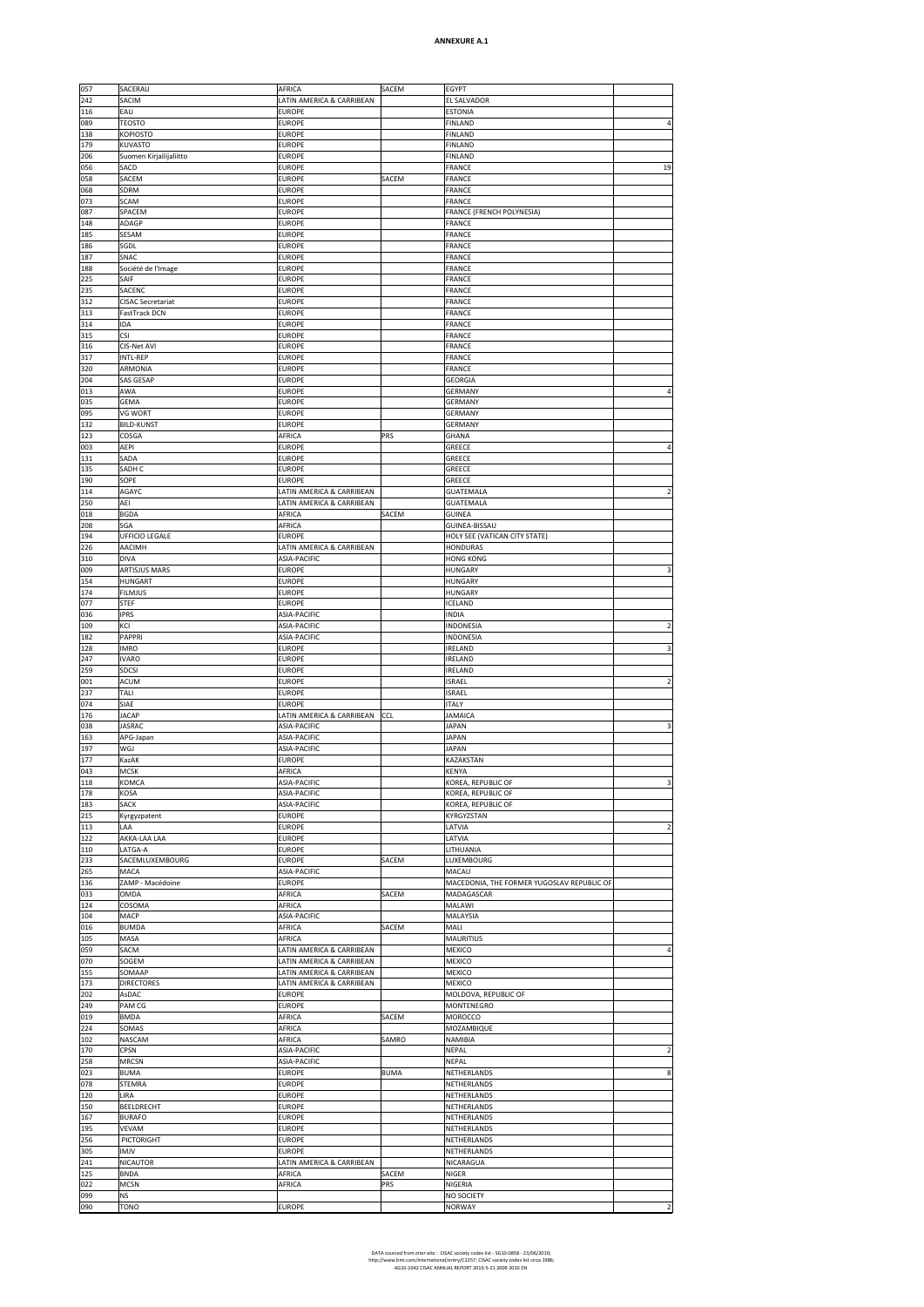**ANNEXURE A.1**

| | | | | | |
|---|---|---|---|---|---|
| 057 | SACERAU | AFRICA | SACEM | EGYPT | |
| 242 | SACIM | LATIN AMERICA & CARRIBEAN | | EL SALVADOR | |
| 116 | EAU | EUROPE | | ESTONIA | |
| 089 | TEOSTO | EUROPE | | FINLAND | 4 |
| 138 | KOPIOSTO | EUROPE | | FINLAND | |
| 179 | KUVASTO | EUROPE | | FINLAND | |
| 206 | Suomen Kirjailijaliitto | EUROPE | | FINLAND | |
| 056 | SACD | EUROPE | | FRANCE | 19 |
| 058 | SACEM | EUROPE | SACEM | FRANCE | |
| 068 | SDRM | EUROPE | | FRANCE | |
| 073 | SCAM | EUROPE | | FRANCE | |
| 087 | SPACEM | EUROPE | | FRANCE (FRENCH POLYNESIA) | |
| 148 | ADAGP | EUROPE | | FRANCE | |
| 185 | SESAM | EUROPE | | FRANCE | |
| 186 | SGDL | EUROPE | | FRANCE | |
| 187 | SNAC | EUROPE | | FRANCE | |
| 188 | Société de l'Image | EUROPE | | FRANCE | |
| 225 | SAIF | EUROPE | | FRANCE | |
| 235 | SACENC | EUROPE | | FRANCE | |
| 312 | CISAC Secretariat | EUROPE | | FRANCE | |
| 313 | FastTrack DCN | EUROPE | | FRANCE | |
| 314 | IDA | EUROPE | | FRANCE | |
| 315 | CSI | EUROPE | | FRANCE | |
| 316 | CIS-Net AVI | EUROPE | | FRANCE | |
| 317 | INTL-REP | EUROPE | | FRANCE | |
| 320 | ARMONIA | EUROPE | | FRANCE | |
| 204 | SAS GESAP | EUROPE | | GEORGIA | |
| 013 | AWA | EUROPE | | GERMANY | 4 |
| 035 | GEMA | EUROPE | | GERMANY | |
| 095 | VG WORT | EUROPE | | GERMANY | |
| 132 | BILD-KUNST | EUROPE | | GERMANY | |
| 123 | COSGA | AFRICA | PRS | GHANA | |
| 003 | AEPI | EUROPE | | GREECE | 4 |
| 131 | SADA | EUROPE | | GREECE | |
| 135 | SADH C | EUROPE | | GREECE | |
| 190 | SOPE | EUROPE | | GREECE | |
| 114 | AGAYC | LATIN AMERICA & CARRIBEAN | | GUATEMALA | 2 |
| 250 | AEI | LATIN AMERICA & CARRIBEAN | | GUATEMALA | |
| 018 | BGDA | AFRICA | SACEM | GUINEA | |
| 208 | SGA | AFRICA | | GUINEA-BISSAU | |
| 194 | UFFICIO LEGALE | EUROPE | | HOLY SEE (VATICAN CITY STATE) | |
| 226 | AACIMH | LATIN AMERICA & CARRIBEAN | | HONDURAS | |
| 310 | DIVA | ASIA-PACIFIC | | HONG KONG | |
| 009 | ARTISJUS MARS | EUROPE | | HUNGARY | 3 |
| 154 | HUNGART | EUROPE | | HUNGARY | |
| 174 | FILMJUS | EUROPE | | HUNGARY | |
| 077 | STEF | EUROPE | | ICELAND | |
| 036 | IPRS | ASIA-PACIFIC | | INDIA | |
| 109 | KCI | ASIA-PACIFIC | | INDONESIA | 2 |
| 182 | PAPPRI | ASIA-PACIFIC | | INDONESIA | |
| 128 | IMRO | EUROPE | | IRELAND | 3 |
| 247 | IVARO | EUROPE | | IRELAND | |
| 259 | SDCSI | EUROPE | | IRELAND | |
| 001 | ACUM | EUROPE | | ISRAEL | 2 |
| 237 | TALI | EUROPE | | ISRAEL | |
| 074 | SIAE | EUROPE | | ITALY | |
| 176 | JACAP | LATIN AMERICA & CARRIBEAN | CCL | JAMAICA | |
| 038 | JASRAC | ASIA-PACIFIC | | JAPAN | 3 |
| 163 | APG-Japan | ASIA-PACIFIC | | JAPAN | |
| 197 | WGJ | ASIA-PACIFIC | | JAPAN | |
| 177 | KazAK | EUROPE | | KAZAKSTAN | |
| 043 | MCSK | AFRICA | | KENYA | |
| 118 | KOMCA | ASIA-PACIFIC | | KOREA, REPUBLIC OF | 3 |
| 178 | KOSA | ASIA-PACIFIC | | KOREA, REPUBLIC OF | |
| 183 | SACK | ASIA-PACIFIC | | KOREA, REPUBLIC OF | |
| 215 | Kyrgyzpatent | EUROPE | | KYRGYZSTAN | |
| 113 | LAA | EUROPE | | LATVIA | 2 |
| 122 | AKKA-LAA LAA | EUROPE | | LATVIA | |
| 110 | LATGA-A | EUROPE | | LITHUANIA | |
| 233 | SACEMLUXEMBOURG | EUROPE | SACEM | LUXEMBOURG | |
| 265 | MACA | ASIA-PACIFIC | | MACAU | |
| 136 | ZAMP - Macédoine | EUROPE | | MACEDONIA, THE FORMER YUGOSLAV REPUBLIC OF | |
| 033 | OMDA | AFRICA | SACEM | MADAGASCAR | |
| 124 | COSOMA | AFRICA | | MALAWI | |
| 104 | MACP | ASIA-PACIFIC | | MALAYSIA | |
| 016 | BUMDA | AFRICA | SACEM | MALI | |
| 105 | MASA | AFRICA | | MAURITIUS | |
| 059 | SACM | LATIN AMERICA & CARRIBEAN | | MEXICO | 4 |
| 070 | SOGEM | LATIN AMERICA & CARRIBEAN | | MEXICO | |
| 155 | SOMAAP | LATIN AMERICA & CARRIBEAN | | MEXICO | |
| 173 | DIRECTORES | LATIN AMERICA & CARRIBEAN | | MEXICO | |
| 202 | AsDAC | EUROPE | | MOLDOVA, REPUBLIC OF | |
| 249 | PAM CG | EUROPE | | MONTENEGRO | |
| 019 | BMDA | AFRICA | SACEM | MOROCCO | |
| 224 | SOMAS | AFRICA | | MOZAMBIQUE | |
| 102 | NASCAM | AFRICA | SAMRO | NAMIBIA | |
| 170 | CPSN | ASIA-PACIFIC | | NEPAL | 2 |
| 258 | MRCSN | ASIA-PACIFIC | | NEPAL | |
| 023 | BUMA | EUROPE | BUMA | NETHERLANDS | 8 |
| 078 | STEMRA | EUROPE | | NETHERLANDS | |
| 120 | LIRA | EUROPE | | NETHERLANDS | |
| 150 | BEELDRECHT | EUROPE | | NETHERLANDS | |
| 167 | BURAFO | EUROPE | | NETHERLANDS | |
| 195 | VEVAM | EUROPE | | NETHERLANDS | |
| 256 | PICTORIGHT | EUROPE | | NETHERLANDS | |
| 305 | IMJV | EUROPE | | NETHERLANDS | |
| 241 | NICAUTOR | LATIN AMERICA & CARRIBEAN | | NICARAGUA | |
| 125 | BNDA | AFRICA | SACEM | NIGER | |
| 022 | MCSN | AFRICA | PRS | NIGERIA | |
| 099 | NS | | | NO SOCIETY | |
| 090 | TONO | EUROPE | | NORWAY | 2 |

DATA sourced from *inter alia*: CISAC society codes list - SG10-0858 - 23/06/2010; http://www.bmi.com/international/entry/C2257; CISAC society codes list circa 1986; AG10-1042 CISAC ANNUAL REPORT 2010-5-21 2009 2010 EN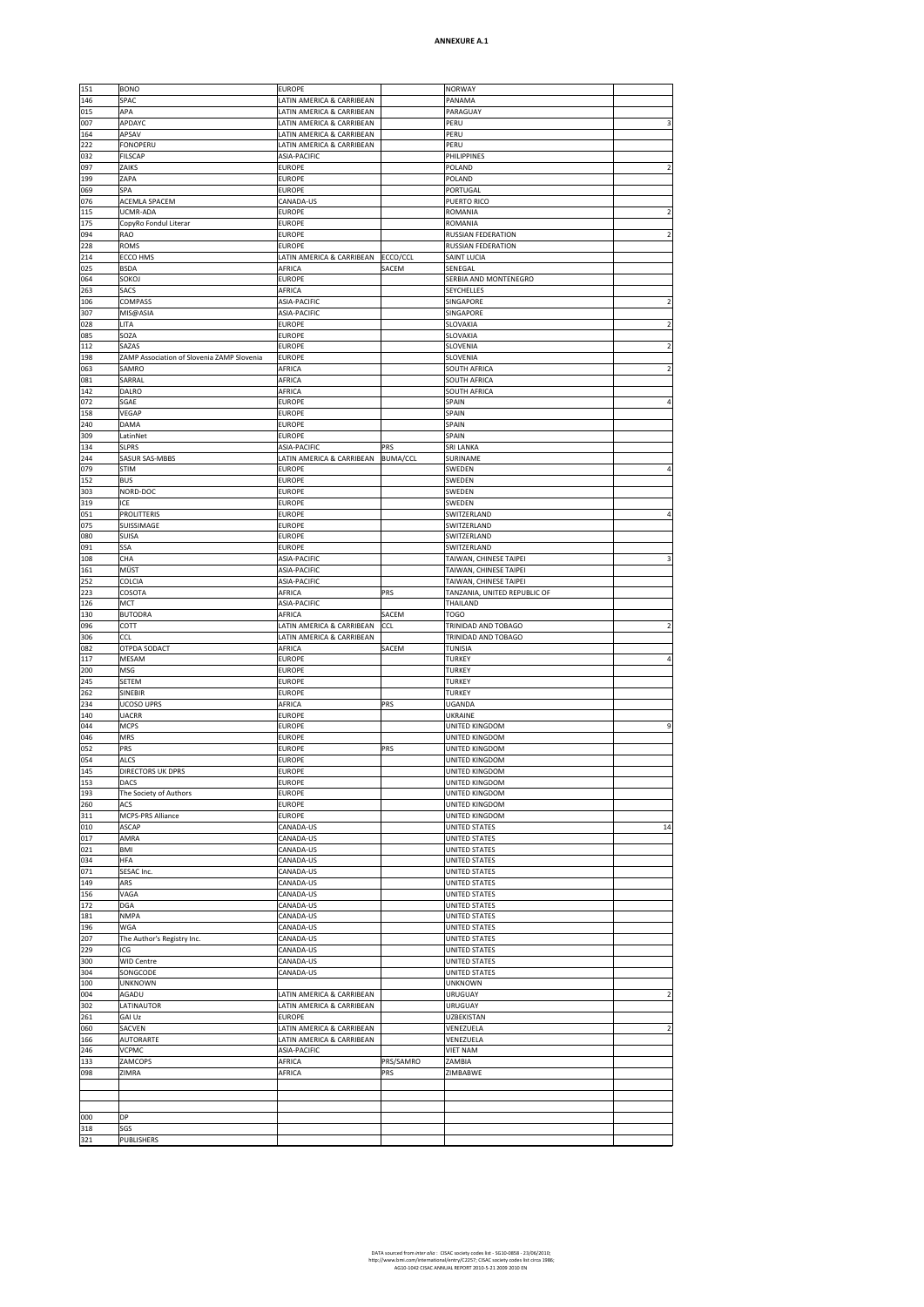**ANNEXURE A.1**

| | | | | | |
|---|---|---|---|---|---|
| 151 | BONO | EUROPE | | NORWAY | |
| 146 | SPAC | LATIN AMERICA & CARRIBEAN | | PANAMA | |
| 015 | APA | LATIN AMERICA & CARRIBEAN | | PARAGUAY | |
| 007 | APDAYC | LATIN AMERICA & CARRIBEAN | | PERU | 3 |
| 164 | APSAV | LATIN AMERICA & CARRIBEAN | | PERU | |
| 222 | FONOPERU | LATIN AMERICA & CARRIBEAN | | PERU | |
| 032 | FILSCAP | ASIA-PACIFIC | | PHILIPPINES | |
| 097 | ZAIKS | EUROPE | | POLAND | 2 |
| 199 | ZAPA | EUROPE | | POLAND | |
| 069 | SPA | EUROPE | | PORTUGAL | |
| 076 | ACEMLA SPACEM | CANADA-US | | PUERTO RICO | |
| 115 | UCMR-ADA | EUROPE | | ROMANIA | 2 |
| 175 | CopyRo Fondul Literar | EUROPE | | ROMANIA | |
| 094 | RAO | EUROPE | | RUSSIAN FEDERATION | 2 |
| 228 | ROMS | EUROPE | | RUSSIAN FEDERATION | |
| 214 | ECCO HMS | LATIN AMERICA & CARRIBEAN | ECCO/CCL | SAINT LUCIA | |
| 025 | BSDA | AFRICA | SACEM | SENEGAL | |
| 064 | SOKOJ | EUROPE | | SERBIA AND MONTENEGRO | |
| 263 | SACS | AFRICA | | SEYCHELLES | |
| 106 | COMPASS | ASIA-PACIFIC | | SINGAPORE | 2 |
| 307 | MIS@ASIA | ASIA-PACIFIC | | SINGAPORE | |
| 028 | LITA | EUROPE | | SLOVAKIA | 2 |
| 085 | SOZA | EUROPE | | SLOVAKIA | |
| 112 | SAZAS | EUROPE | | SLOVENIA | 2 |
| 198 | ZAMP Association of Slovenia ZAMP Slovenia | EUROPE | | SLOVENIA | |
| 063 | SAMRO | AFRICA | | SOUTH AFRICA | 2 |
| 081 | SARRAL | AFRICA | | SOUTH AFRICA | |
| 142 | DALRO | AFRICA | | SOUTH AFRICA | |
| 072 | SGAE | EUROPE | | SPAIN | 4 |
| 158 | VEGAP | EUROPE | | SPAIN | |
| 240 | DAMA | EUROPE | | SPAIN | |
| 309 | LatinNet | EUROPE | | SPAIN | |
| 134 | SLPRS | ASIA-PACIFIC | PRS | SRI LANKA | |
| 244 | SASUR SAS-MBBS | LATIN AMERICA & CARRIBEAN | BUMA/CCL | SURINAME | |
| 079 | STIM | EUROPE | | SWEDEN | 4 |
| 152 | BUS | EUROPE | | SWEDEN | |
| 303 | NORD-DOC | EUROPE | | SWEDEN | |
| 319 | ICE | EUROPE | | SWEDEN | |
| 051 | PROLITTERIS | EUROPE | | SWITZERLAND | 4 |
| 075 | SUISSIMAGE | EUROPE | | SWITZERLAND | |
| 080 | SUISA | EUROPE | | SWITZERLAND | |
| 091 | SSA | EUROPE | | SWITZERLAND | |
| 108 | CHA | ASIA-PACIFIC | | TAIWAN, CHINESE TAIPEI | 3 |
| 161 | MÜST | ASIA-PACIFIC | | TAIWAN, CHINESE TAIPEI | |
| 252 | COLCIA | ASIA-PACIFIC | | TAIWAN, CHINESE TAIPEI | |
| 223 | COSOTA | AFRICA | PRS | TANZANIA, UNITED REPUBLIC OF | |
| 126 | MCT | ASIA-PACIFIC | | THAILAND | |
| 130 | BUTODRA | AFRICA | SACEM | TOGO | |
| 096 | COTT | LATIN AMERICA & CARRIBEAN | CCL | TRINIDAD AND TOBAGO | 2 |
| 306 | CCL | LATIN AMERICA & CARRIBEAN | | TRINIDAD AND TOBAGO | |
| 082 | OTPDA SODACT | AFRICA | SACEM | TUNISIA | |
| 117 | MESAM | EUROPE | | TURKEY | 4 |
| 200 | MSG | EUROPE | | TURKEY | |
| 245 | SETEM | EUROPE | | TURKEY | |
| 262 | SINEBIR | EUROPE | | TURKEY | |
| 234 | UCOSO UPRS | AFRICA | PRS | UGANDA | |
| 140 | UACRR | EUROPE | | UKRAINE | |
| 044 | MCPS | EUROPE | | UNITED KINGDOM | 9 |
| 046 | MRS | EUROPE | | UNITED KINGDOM | |
| 052 | PRS | EUROPE | PRS | UNITED KINGDOM | |
| 054 | ALCS | EUROPE | | UNITED KINGDOM | |
| 145 | DIRECTORS UK DPRS | EUROPE | | UNITED KINGDOM | |
| 153 | DACS | EUROPE | | UNITED KINGDOM | |
| 193 | The Society of Authors | EUROPE | | UNITED KINGDOM | |
| 260 | ACS | EUROPE | | UNITED KINGDOM | |
| 311 | MCPS-PRS Alliance | EUROPE | | UNITED KINGDOM | |
| 010 | ASCAP | CANADA-US | | UNITED STATES | 14 |
| 017 | AMRA | CANADA-US | | UNITED STATES | |
| 021 | BMI | CANADA-US | | UNITED STATES | |
| 034 | HFA | CANADA-US | | UNITED STATES | |
| 071 | SESAC Inc. | CANADA-US | | UNITED STATES | |
| 149 | ARS | CANADA-US | | UNITED STATES | |
| 156 | VAGA | CANADA-US | | UNITED STATES | |
| 172 | DGA | CANADA-US | | UNITED STATES | |
| 181 | NMPA | CANADA-US | | UNITED STATES | |
| 196 | WGA | CANADA-US | | UNITED STATES | |
| 207 | The Author's Registry Inc. | CANADA-US | | UNITED STATES | |
| 229 | ICG | CANADA-US | | UNITED STATES | |
| 300 | WID Centre | CANADA-US | | UNITED STATES | |
| 304 | SONGCODE | CANADA-US | | UNITED STATES | |
| 100 | UNKNOWN | | | UNKNOWN | |
| 004 | AGADU | LATIN AMERICA & CARRIBEAN | | URUGUAY | 2 |
| 302 | LATINAUTOR | LATIN AMERICA & CARRIBEAN | | URUGUAY | |
| 261 | GAI Uz | EUROPE | | UZBEKISTAN | |
| 060 | SACVEN | LATIN AMERICA & CARRIBEAN | | VENEZUELA | 2 |
| 166 | AUTORARTE | LATIN AMERICA & CARRIBEAN | | VENEZUELA | |
| 246 | VCPMC | ASIA-PACIFIC | | VIET NAM | |
| 133 | ZAMCOPS | AFRICA | PRS/SAMRO | ZAMBIA | |
| 098 | ZIMRA | AFRICA | PRS | ZIMBABWE | |
| | | | | | |
| | | | | | |
| | | | | | |
| 000 | DP | | | | |
| 318 | SGS | | | | |
| 321 | PUBLISHERS | | | | |

DATA sourced from *inter alia* : CISAC society codes list - SG10-0858 - 23/06/2010; http://www.bmi.com/international/entry/C2257; CISAC society codes list circa 1986; AG10-1042 CISAC ANNUAL REPORT 2010-5-21 2009 2010 EN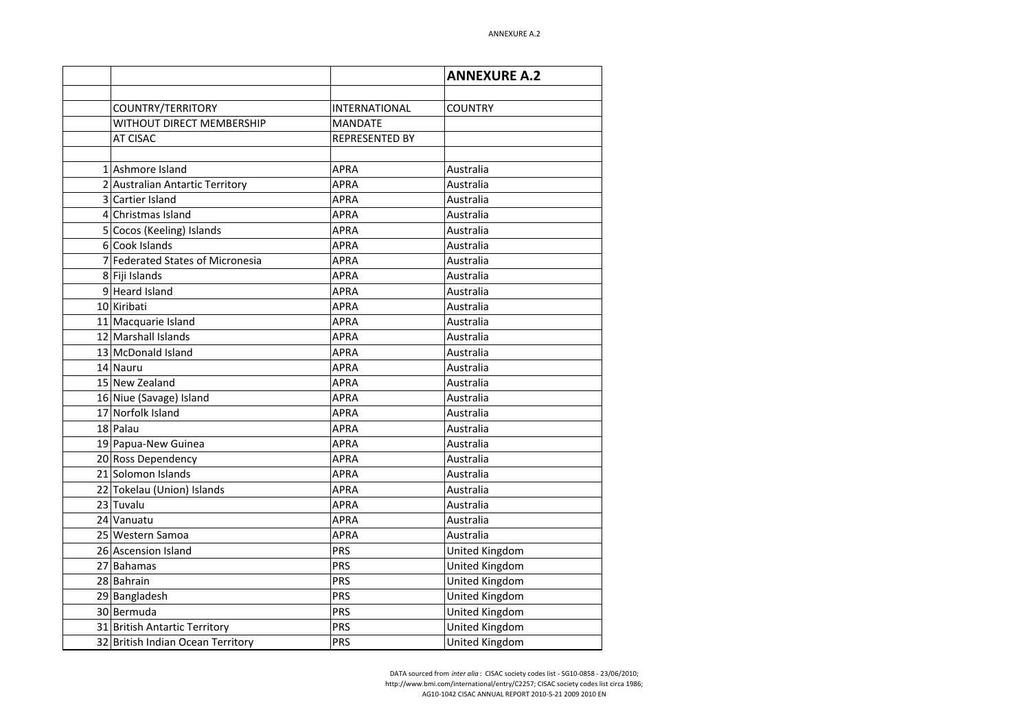| | | | ANNEXURE A.2 |
|---|---|---|---|
| | | | |
| | COUNTRY/TERRITORY | INTERNATIONAL | COUNTRY |
| | WITHOUT DIRECT MEMBERSHIP | MANDATE | |
| | AT CISAC | REPRESENTED BY | |
| | | | |
| 1 | Ashmore Island | APRA | Australia |
| 2 | Australian Antartic Territory | APRA | Australia |
| 3 | Cartier Island | APRA | Australia |
| 4 | Christmas Island | APRA | Australia |
| 5 | Cocos (Keeling) Islands | APRA | Australia |
| 6 | Cook Islands | APRA | Australia |
| 7 | Federated States of Micronesia | APRA | Australia |
| 8 | Fiji Islands | APRA | Australia |
| 9 | Heard Island | APRA | Australia |
| 10 | Kiribati | APRA | Australia |
| 11 | Macquarie Island | APRA | Australia |
| 12 | Marshall Islands | APRA | Australia |
| 13 | McDonald Island | APRA | Australia |
| 14 | Nauru | APRA | Australia |
| 15 | New Zealand | APRA | Australia |
| 16 | Niue (Savage) Island | APRA | Australia |
| 17 | Norfolk Island | APRA | Australia |
| 18 | Palau | APRA | Australia |
| 19 | Papua-New Guinea | APRA | Australia |
| 20 | Ross Dependency | APRA | Australia |
| 21 | Solomon Islands | APRA | Australia |
| 22 | Tokelau (Union) Islands | APRA | Australia |
| 23 | Tuvalu | APRA | Australia |
| 24 | Vanuatu | APRA | Australia |
| 25 | Western Samoa | APRA | Australia |
| 26 | Ascension Island | PRS | United Kingdom |
| 27 | Bahamas | PRS | United Kingdom |
| 28 | Bahrain | PRS | United Kingdom |
| 29 | Bangladesh | PRS | United Kingdom |
| 30 | Bermuda | PRS | United Kingdom |
| 31 | British Antartic Territory | PRS | United Kingdom |
| 32 | British Indian Ocean Territory | PRS | United Kingdom |

DATA sourced from *inter alia* : CISAC society codes list - SG10-0858 - 23/06/2010; http://www.bmi.com/international/entry/C2257; CISAC society codes list circa 1986; AG10-1042 CISAC ANNUAL REPORT 2010-5-21 2009 2010 EN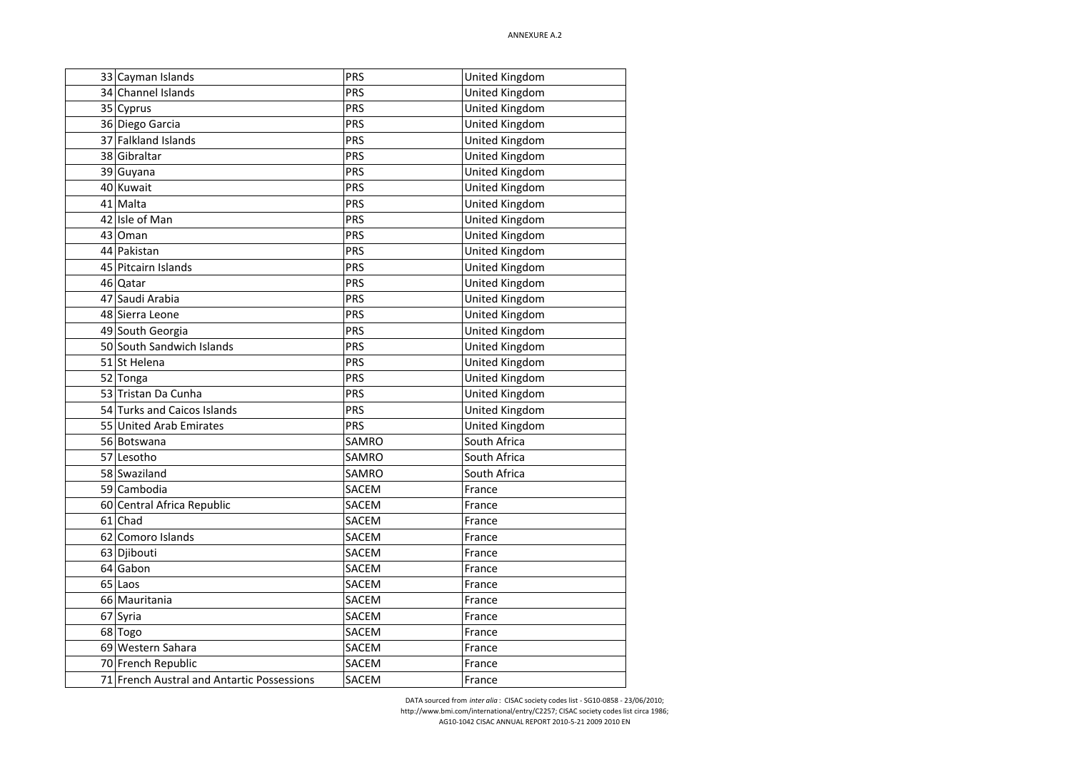ANNEXURE A.2

| | | | |
|---|---|---|---|
| 33 | Cayman Islands | PRS | United Kingdom |
| 34 | Channel Islands | PRS | United Kingdom |
| 35 | Cyprus | PRS | United Kingdom |
| 36 | Diego Garcia | PRS | United Kingdom |
| 37 | Falkland Islands | PRS | United Kingdom |
| 38 | Gibraltar | PRS | United Kingdom |
| 39 | Guyana | PRS | United Kingdom |
| 40 | Kuwait | PRS | United Kingdom |
| 41 | Malta | PRS | United Kingdom |
| 42 | Isle of Man | PRS | United Kingdom |
| 43 | Oman | PRS | United Kingdom |
| 44 | Pakistan | PRS | United Kingdom |
| 45 | Pitcairn Islands | PRS | United Kingdom |
| 46 | Qatar | PRS | United Kingdom |
| 47 | Saudi Arabia | PRS | United Kingdom |
| 48 | Sierra Leone | PRS | United Kingdom |
| 49 | South Georgia | PRS | United Kingdom |
| 50 | South Sandwich Islands | PRS | United Kingdom |
| 51 | St Helena | PRS | United Kingdom |
| 52 | Tonga | PRS | United Kingdom |
| 53 | Tristan Da Cunha | PRS | United Kingdom |
| 54 | Turks and Caicos Islands | PRS | United Kingdom |
| 55 | United Arab Emirates | PRS | United Kingdom |
| 56 | Botswana | SAMRO | South Africa |
| 57 | Lesotho | SAMRO | South Africa |
| 58 | Swaziland | SAMRO | South Africa |
| 59 | Cambodia | SACEM | France |
| 60 | Central Africa Republic | SACEM | France |
| 61 | Chad | SACEM | France |
| 62 | Comoro Islands | SACEM | France |
| 63 | Djibouti | SACEM | France |
| 64 | Gabon | SACEM | France |
| 65 | Laos | SACEM | France |
| 66 | Mauritania | SACEM | France |
| 67 | Syria | SACEM | France |
| 68 | Togo | SACEM | France |
| 69 | Western Sahara | SACEM | France |
| 70 | French Republic | SACEM | France |
| 71 | French Austral and Antartic Possessions | SACEM | France |

DATA sourced from *inter alia* : CISAC society codes list - SG10-0858 - 23/06/2010; http://www.bmi.com/international/entry/C2257; CISAC society codes list circa 1986; AG10-1042 CISAC ANNUAL REPORT 2010-5-21 2009 2010 EN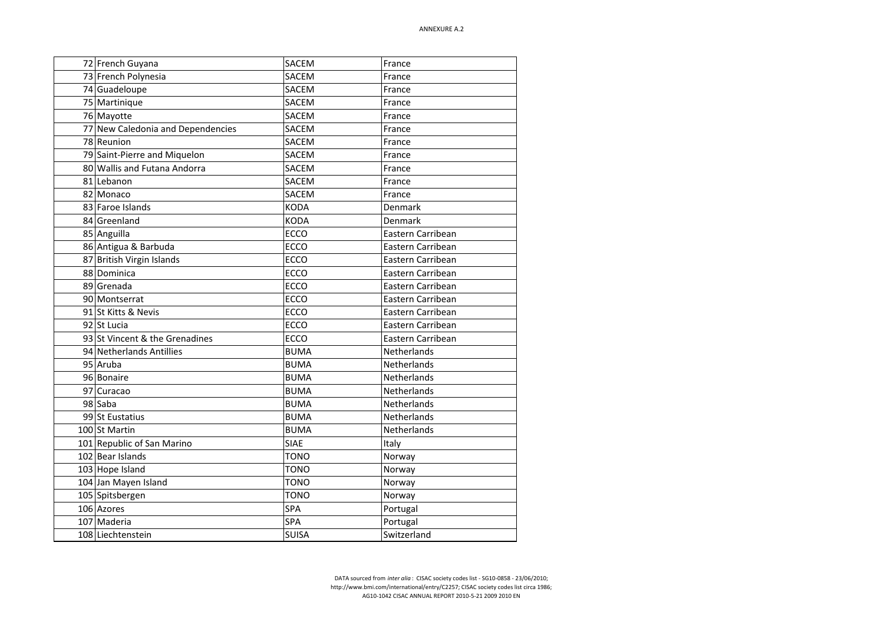ANNEXURE A.2

| | | | |
|---|---|---|---|
| 72 | French Guyana | SACEM | France |
| 73 | French Polynesia | SACEM | France |
| 74 | Guadeloupe | SACEM | France |
| 75 | Martinique | SACEM | France |
| 76 | Mayotte | SACEM | France |
| 77 | New Caledonia and Dependencies | SACEM | France |
| 78 | Reunion | SACEM | France |
| 79 | Saint-Pierre and Miquelon | SACEM | France |
| 80 | Wallis and Futana Andorra | SACEM | France |
| 81 | Lebanon | SACEM | France |
| 82 | Monaco | SACEM | France |
| 83 | Faroe Islands | KODA | Denmark |
| 84 | Greenland | KODA | Denmark |
| 85 | Anguilla | ECCO | Eastern Carribean |
| 86 | Antigua & Barbuda | ECCO | Eastern Carribean |
| 87 | British Virgin Islands | ECCO | Eastern Carribean |
| 88 | Dominica | ECCO | Eastern Carribean |
| 89 | Grenada | ECCO | Eastern Carribean |
| 90 | Montserrat | ECCO | Eastern Carribean |
| 91 | St Kitts & Nevis | ECCO | Eastern Carribean |
| 92 | St Lucia | ECCO | Eastern Carribean |
| 93 | St Vincent & the Grenadines | ECCO | Eastern Carribean |
| 94 | Netherlands Antillies | BUMA | Netherlands |
| 95 | Aruba | BUMA | Netherlands |
| 96 | Bonaire | BUMA | Netherlands |
| 97 | Curacao | BUMA | Netherlands |
| 98 | Saba | BUMA | Netherlands |
| 99 | St Eustatius | BUMA | Netherlands |
| 100 | St Martin | BUMA | Netherlands |
| 101 | Republic of San Marino | SIAE | Italy |
| 102 | Bear Islands | TONO | Norway |
| 103 | Hope Island | TONO | Norway |
| 104 | Jan Mayen Island | TONO | Norway |
| 105 | Spitsbergen | TONO | Norway |
| 106 | Azores | SPA | Portugal |
| 107 | Maderia | SPA | Portugal |
| 108 | Liechtenstein | SUISA | Switzerland |

DATA sourced from *inter alia* : CISAC society codes list - SG10-0858 - 23/06/2010; http://www.bmi.com/international/entry/C2257; CISAC society codes list circa 1986; AG10-1042 CISAC ANNUAL REPORT 2010-5-21 2009 2010 EN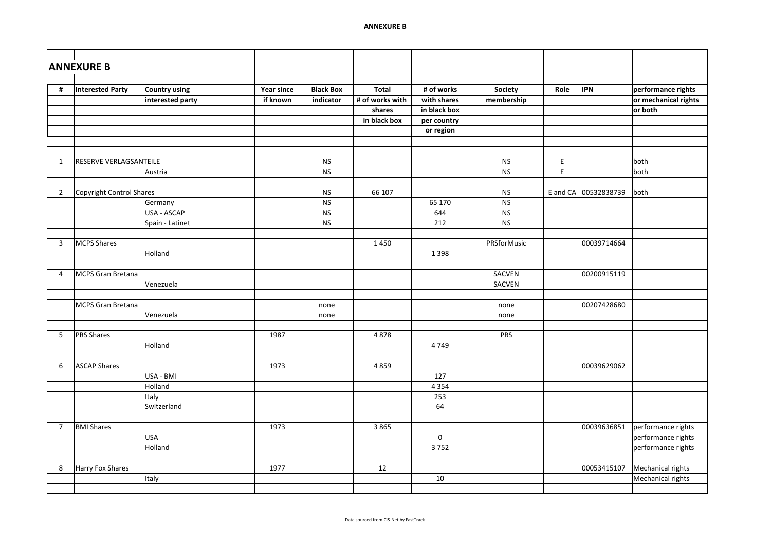## ANNEXURE B

| # | Interested Party | Country using interested party | Year since if known | Black Box indicator | Total # of works with shares in black box | # of works with shares in black box per country or region | Society membership | Role | IPN | performance rights or mechanical rights or both |
|---|---|---|---|---|---|---|---|---|---|---|
| 1 | RESERVE VERLAGSANTEILE | | | NS | | | NS | E | | both |
| | | Austria | | NS | | | NS | E | | both |
| 2 | Copyright Control Shares | | | NS | 66 107 | | NS | E and CA | 00532838739 | both |
| | | Germany | | NS | | 65 170 | NS | | | |
| | | USA - ASCAP | | NS | | 644 | NS | | | |
| | | Spain - Latinet | | NS | | 212 | NS | | | |
| 3 | MCPS Shares | | | | 1 450 | | PRSforMusic | | 00039714664 | |
| | | Holland | | | | 1 398 | | | | |
| 4 | MCPS Gran Bretana | | | | | | SACVEN | | 00200915119 | |
| | | Venezuela | | | | | SACVEN | | | |
| | MCPS Gran Bretana | | | none | | | none | | 00207428680 | |
| | | Venezuela | | none | | | none | | | |
| 5 | PRS Shares | | 1987 | | 4 878 | | PRS | | | |
| | | Holland | | | | 4 749 | | | | |
| 6 | ASCAP Shares | | 1973 | | 4 859 | | | | 00039629062 | |
| | | USA - BMI | | | | 127 | | | | |
| | | Holland | | | | 4 354 | | | | |
| | | Italy | | | | 253 | | | | |
| | | Switzerland | | | | 64 | | | | |
| 7 | BMI Shares | | 1973 | | 3 865 | | | | 00039636851 | performance rights |
| | | USA | | | | 0 | | | | performance rights |
| | | Holland | | | | 3 752 | | | | performance rights |
| 8 | Harry Fox Shares | | 1977 | | 12 | | | | 00053415107 | Mechanical rights |
| | | Italy | | | | 10 | | | | Mechanical rights |

Data sourced from CIS-Net by FastTrack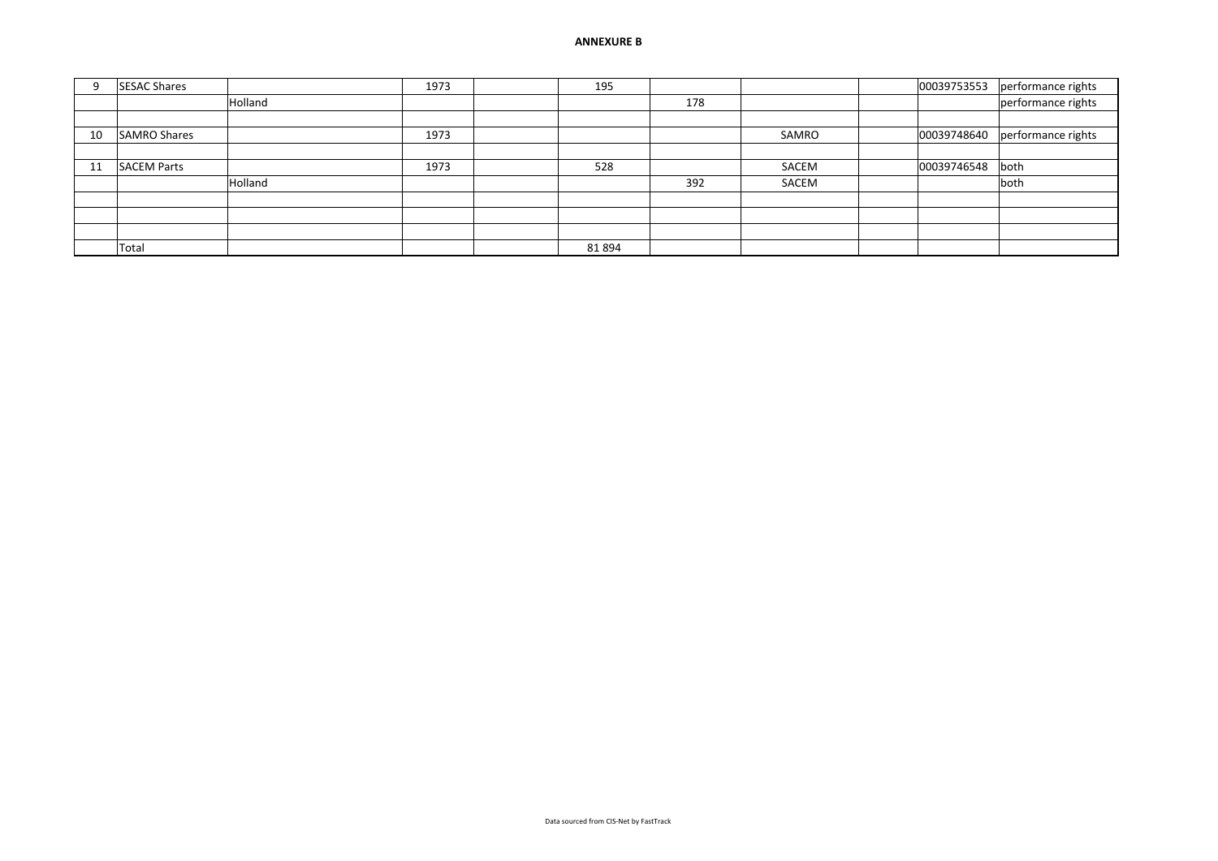**ANNEXURE B**

| | | | | | | | | | | |
|---|---|---|---|---|---|---|---|---|---|---|
| 9 | SESAC Shares | | 1973 | | 195 | | | | 00039753553 | performance rights |
| | | Holland | | | | 178 | | | | performance rights |
| | | | | | | | | | | |
| 10 | SAMRO Shares | | 1973 | | | | SAMRO | | 00039748640 | performance rights |
| | | | | | | | | | | |
| 11 | SACEM Parts | | 1973 | | 528 | | SACEM | | 00039746548 | both |
| | | Holland | | | | 392 | SACEM | | | both |
| | | | | | | | | | | |
| | | | | | | | | | | |
| | | | | | | | | | | |
| | Total | | | | 81 894 | | | | | |

Data sourced from CIS-Net by FastTrack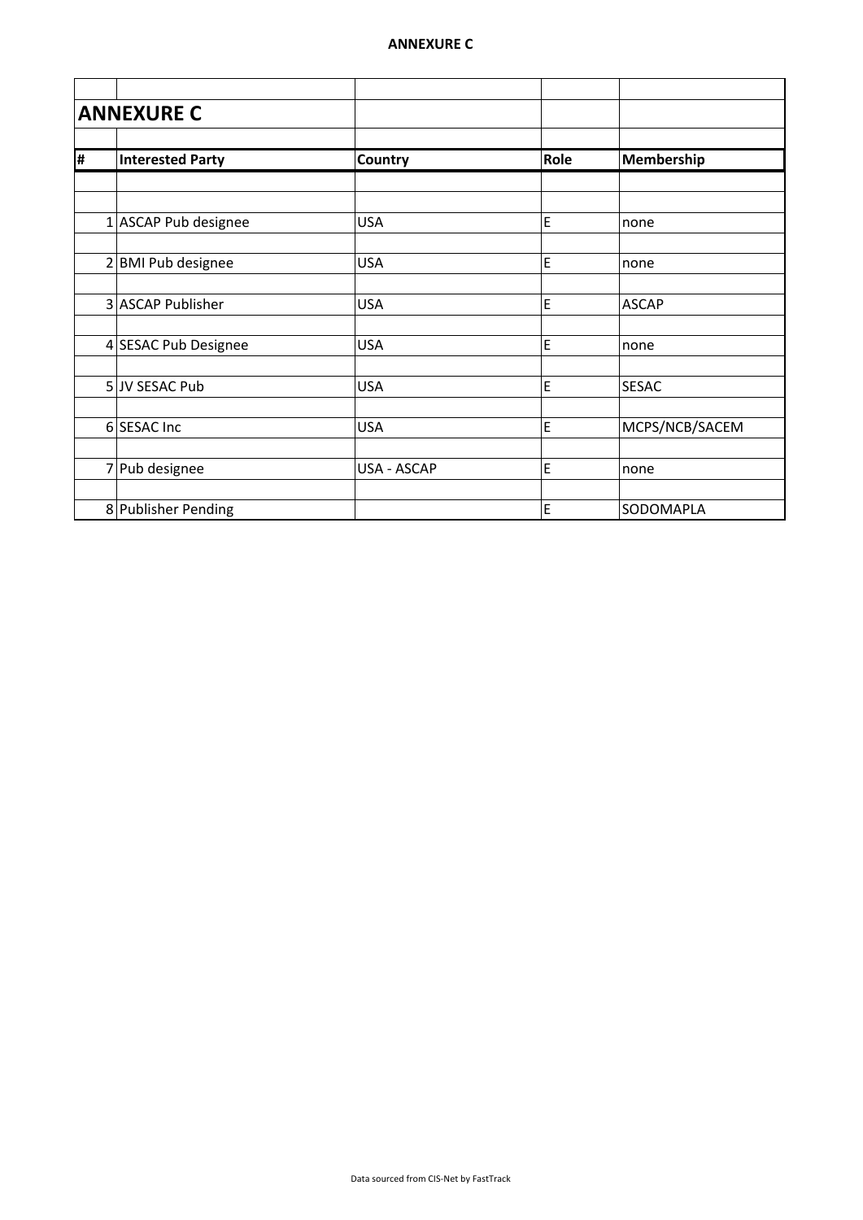# ANNEXURE C

| # | Interested Party | Country | Role | Membership |
|---|---|---|---|---|
| 1 | ASCAP Pub designee | USA | E | none |
| 2 | BMI Pub designee | USA | E | none |
| 3 | ASCAP Publisher | USA | E | ASCAP |
| 4 | SESAC Pub Designee | USA | E | none |
| 5 | JV SESAC Pub | USA | E | SESAC |
| 6 | SESAC Inc | USA | E | MCPS/NCB/SACEM |
| 7 | Pub designee | USA - ASCAP | E | none |
| 8 | Publisher Pending | | E | SODOMAPLA |

Data sourced from CIS-Net by FastTrack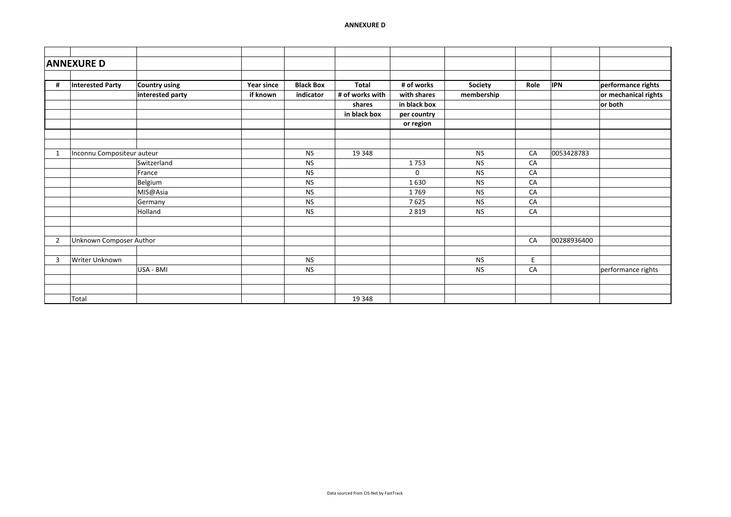**ANNEXURE D**

## ANNEXURE D

| # | Interested Party | Country using interested party | Year since if known | Black Box indicator | Total # of works with shares in black box | # of works with shares in black box per country or region | Society membership | Role | IPN | performance rights or mechanical rights or both |
|---|---|---|---|---|---|---|---|---|---|---|
| 1 | Inconnu Compositeur auteur | | | NS | 19 348 | | NS | CA | 0053428783 | |
| | | Switzerland | | NS | | 1 753 | NS | CA | | |
| | | France | | NS | | 0 | NS | CA | | |
| | | Belgium | | NS | | 1 630 | NS | CA | | |
| | | MIS@Asia | | NS | | 1 769 | NS | CA | | |
| | | Germany | | NS | | 7 625 | NS | CA | | |
| | | Holland | | NS | | 2 819 | NS | CA | | |
| 2 | Unknown Composer Author | | | | | | | CA | 00288936400 | |
| 3 | Writer Unknown | | | NS | | | NS | E | | |
| | | USA - BMI | | NS | | | NS | CA | | performance rights |
| | Total | | | | 19 348 | | | | | |

Data sourced from CIS-Net by FastTrack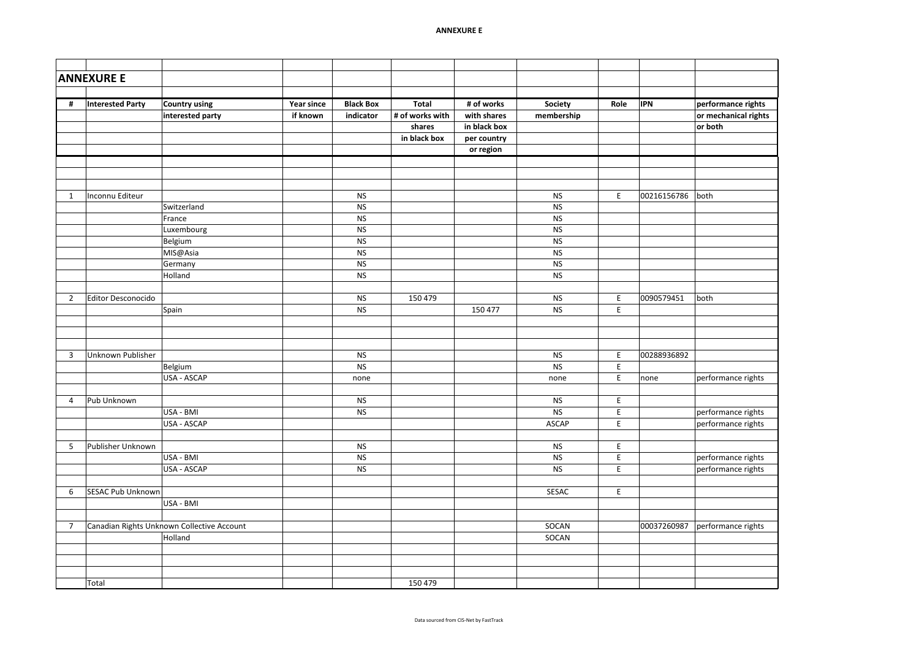**ANNEXURE E**

## ANNEXURE E

| # | Interested Party | Country using interested party | Year since if known | Black Box indicator | Total # of works with shares in black box | # of works with shares in black box per country or region | Society membership | Role | IPN | performance rights or mechanical rights or both |
|---|---|---|---|---|---|---|---|---|---|---|
| 1 | Inconnu Editeur | | | NS | | | NS | E | 00216156786 | both |
| | | Switzerland | | NS | | | NS | | | |
| | | France | | NS | | | NS | | | |
| | | Luxembourg | | NS | | | NS | | | |
| | | Belgium | | NS | | | NS | | | |
| | | MIS@Asia | | NS | | | NS | | | |
| | | Germany | | NS | | | NS | | | |
| | | Holland | | NS | | | NS | | | |
| 2 | Editor Desconocido | | | NS | 150 479 | | NS | E | 0090579451 | both |
| | | Spain | | NS | | 150 477 | NS | E | | |
| 3 | Unknown Publisher | | | NS | | | NS | E | 00288936892 | |
| | | Belgium | | NS | | | NS | E | | |
| | | USA - ASCAP | | none | | | none | E | none | performance rights |
| 4 | Pub Unknown | | | NS | | | NS | E | | |
| | | USA - BMI | | NS | | | NS | E | | performance rights |
| | | USA - ASCAP | | | | | ASCAP | E | | performance rights |
| 5 | Publisher Unknown | | | NS | | | NS | E | | |
| | | USA - BMI | | NS | | | NS | E | | performance rights |
| | | USA - ASCAP | | NS | | | NS | E | | performance rights |
| 6 | SESAC Pub Unknown | | | | | | SESAC | E | | |
| | | USA - BMI | | | | | | | | |
| 7 | Canadian Rights Unknown Collective Account | | | | | | SOCAN | | 00037260987 | performance rights |
| | | Holland | | | | | SOCAN | | | |
| | Total | | | | 150 479 | | | | | |

Data sourced from CIS-Net by FastTrack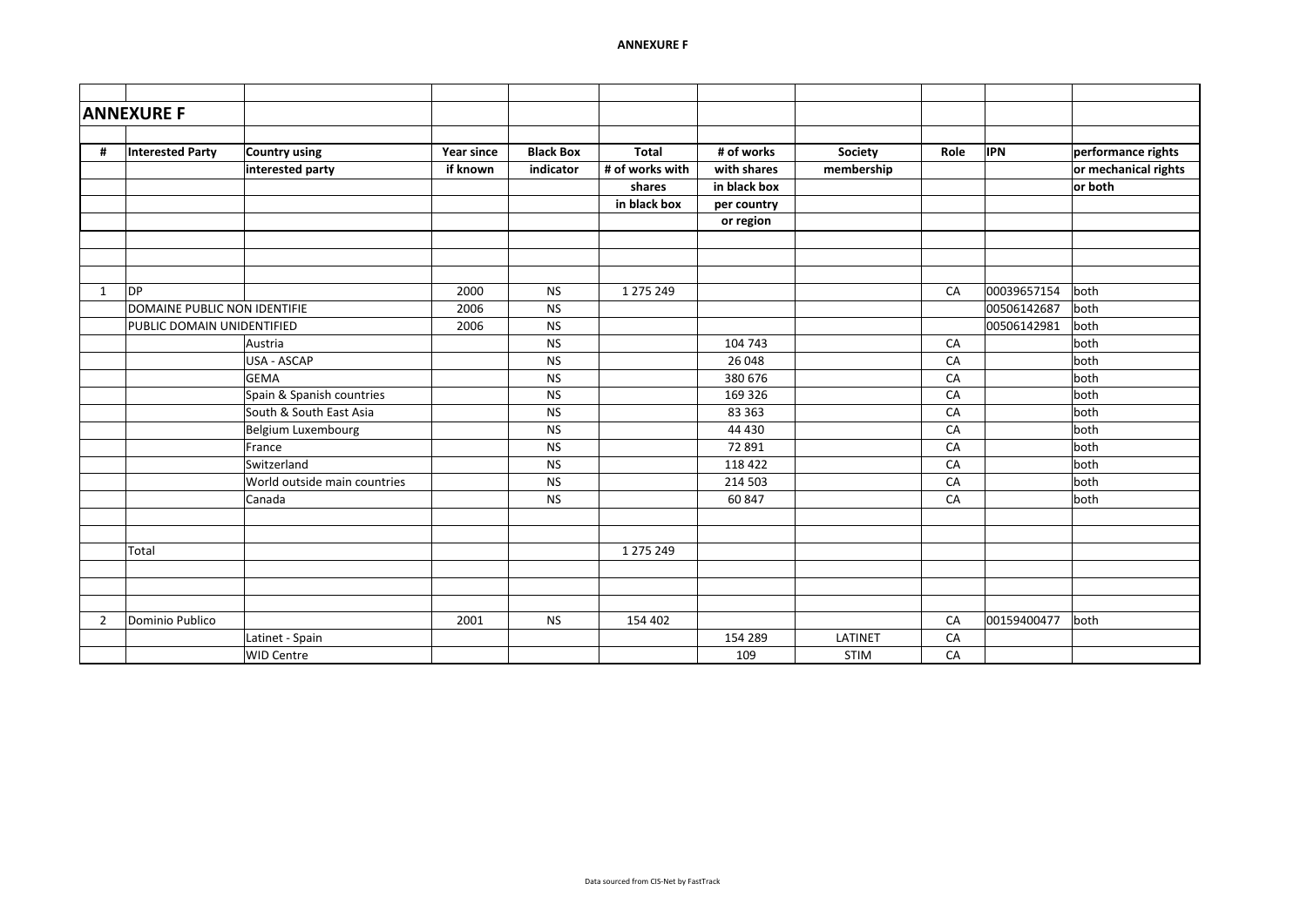## ANNEXURE F

| # | Interested Party | Country using interested party | Year since if known | Black Box indicator | Total # of works with shares in black box | # of works with shares in black box per country or region | Society membership | Role | IPN | performance rights or mechanical rights or both |
|---|---|---|---|---|---|---|---|---|---|---|
| 1 | DP | | 2000 | NS | 1 275 249 | | | CA | 00039657154 | both |
| | DOMAINE PUBLIC NON IDENTIFIE | | 2006 | NS | | | | | 00506142687 | both |
| | PUBLIC DOMAIN UNIDENTIFIED | | 2006 | NS | | | | | 00506142981 | both |
| | | Austria | | NS | | 104 743 | | CA | | both |
| | | USA - ASCAP | | NS | | 26 048 | | CA | | both |
| | | GEMA | | NS | | 380 676 | | CA | | both |
| | | Spain & Spanish countries | | NS | | 169 326 | | CA | | both |
| | | South & South East Asia | | NS | | 83 363 | | CA | | both |
| | | Belgium Luxembourg | | NS | | 44 430 | | CA | | both |
| | | France | | NS | | 72 891 | | CA | | both |
| | | Switzerland | | NS | | 118 422 | | CA | | both |
| | | World outside main countries | | NS | | 214 503 | | CA | | both |
| | | Canada | | NS | | 60 847 | | CA | | both |
| | Total | | | | 1 275 249 | | | | | |
| 2 | Dominio Publico | | 2001 | NS | 154 402 | | | CA | 00159400477 | both |
| | | Latinet - Spain | | | | 154 289 | LATINET | CA | | |
| | | WID Centre | | | | 109 | STIM | CA | | |

Data sourced from CIS-Net by FastTrack